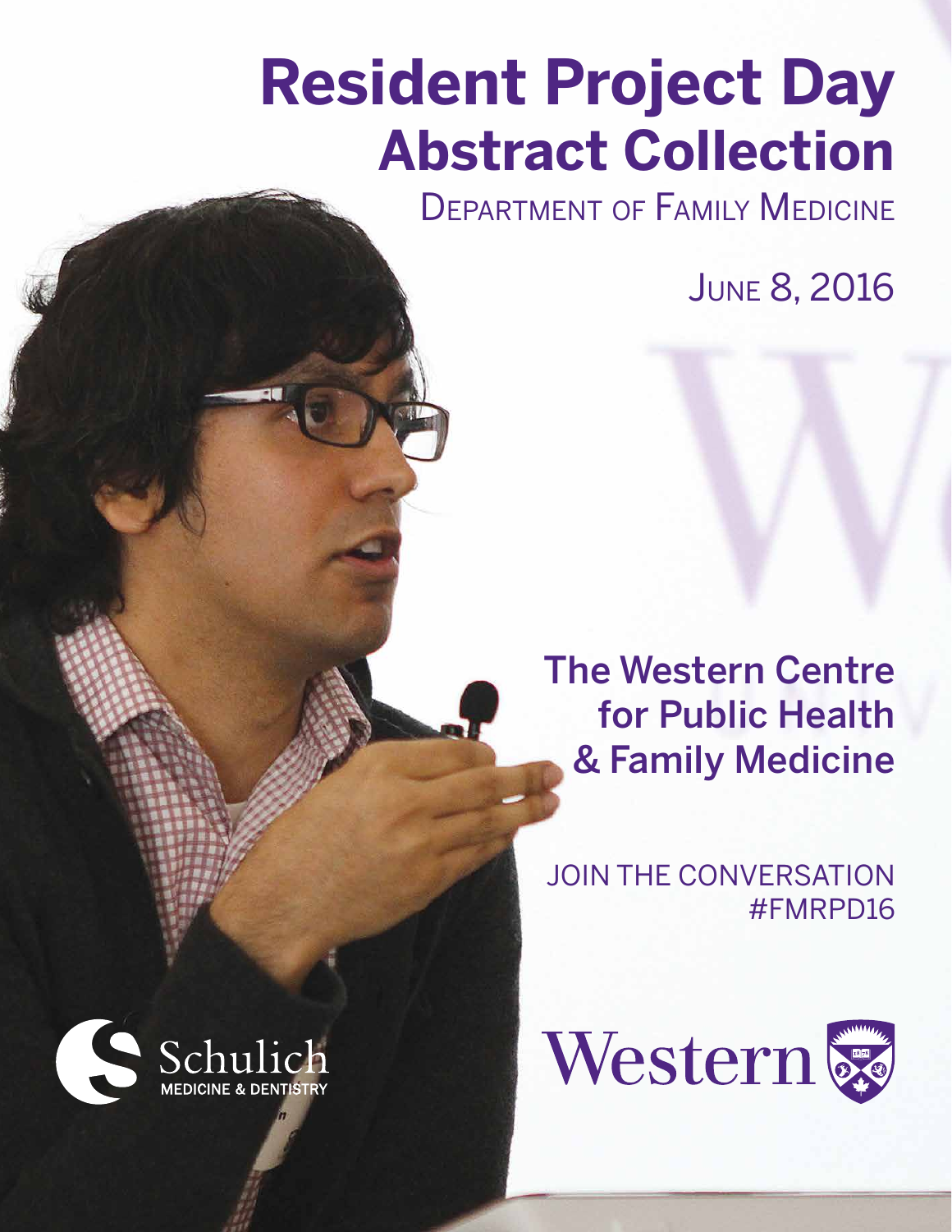# Resident Project Day Abstract Collection

## Department of Family Medicine

June 8, 2016

## The Western Centre for Public Health & Family Medicine

JOIN THE CONVERSATION
#FMRPD16

Schulich
MEDICINE & DENTISTRY

Western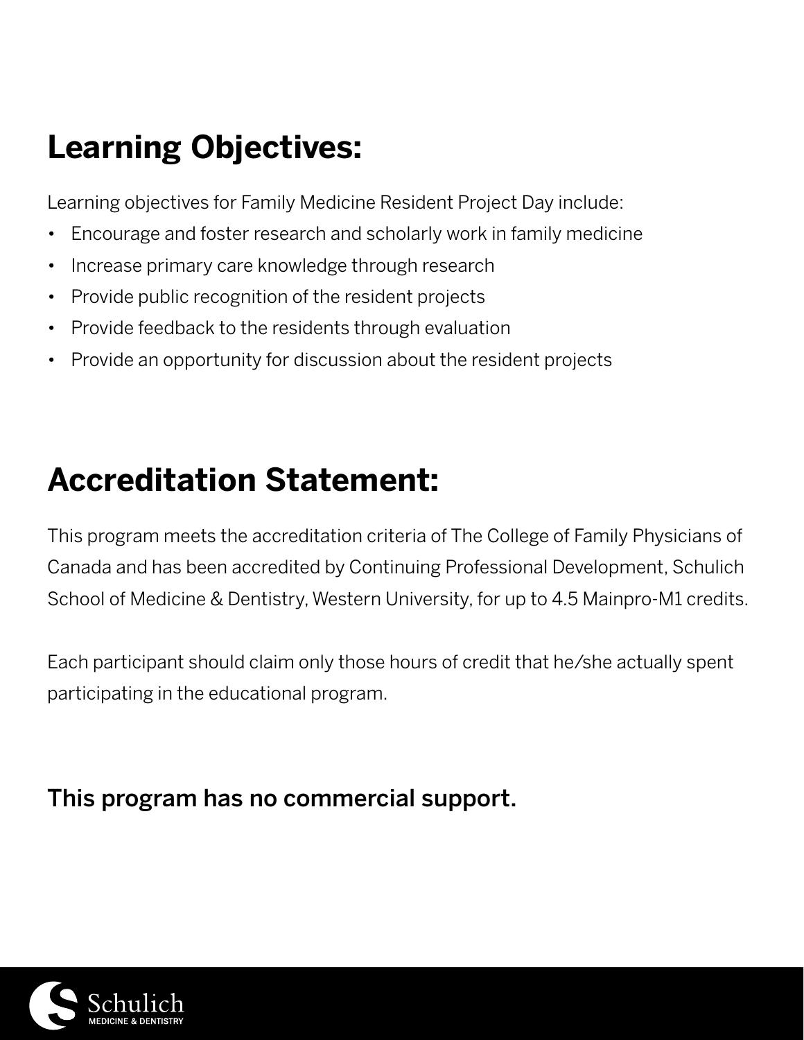## Learning Objectives:

Learning objectives for Family Medicine Resident Project Day include:

- Encourage and foster research and scholarly work in family medicine
- Increase primary care knowledge through research
- Provide public recognition of the resident projects
- Provide feedback to the residents through evaluation
- Provide an opportunity for discussion about the resident projects

## Accreditation Statement:

This program meets the accreditation criteria of The College of Family Physicians of Canada and has been accredited by Continuing Professional Development, Schulich School of Medicine & Dentistry, Western University, for up to 4.5 Mainpro-M1 credits.

Each participant should claim only those hours of credit that he/she actually spent participating in the educational program.

### This program has no commercial support.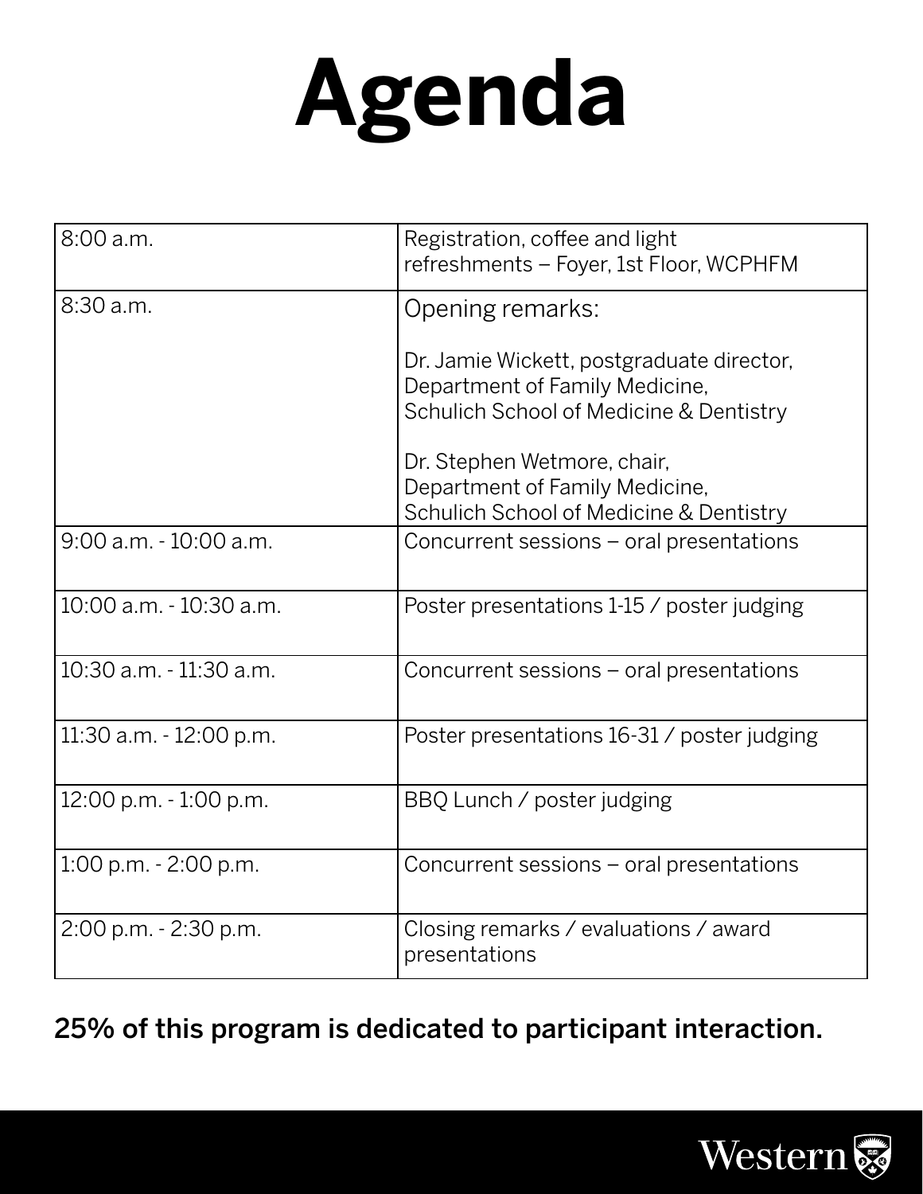# Agenda

| | |
|---|---|
| 8:00 a.m. | Registration, coffee and light refreshments – Foyer, 1st Floor, WCPHFM |
| 8:30 a.m. | Opening remarks:<br><br>Dr. Jamie Wickett, postgraduate director, Department of Family Medicine, Schulich School of Medicine & Dentistry<br><br>Dr. Stephen Wetmore, chair, Department of Family Medicine, Schulich School of Medicine & Dentistry |
| 9:00 a.m. - 10:00 a.m. | Concurrent sessions – oral presentations |
| 10:00 a.m. - 10:30 a.m. | Poster presentations 1-15 / poster judging |
| 10:30 a.m. - 11:30 a.m. | Concurrent sessions – oral presentations |
| 11:30 a.m. - 12:00 p.m. | Poster presentations 16-31 / poster judging |
| 12:00 p.m. - 1:00 p.m. | BBQ Lunch / poster judging |
| 1:00 p.m. - 2:00 p.m. | Concurrent sessions – oral presentations |
| 2:00 p.m. - 2:30 p.m. | Closing remarks / evaluations / award presentations |

25% of this program is dedicated to participant interaction.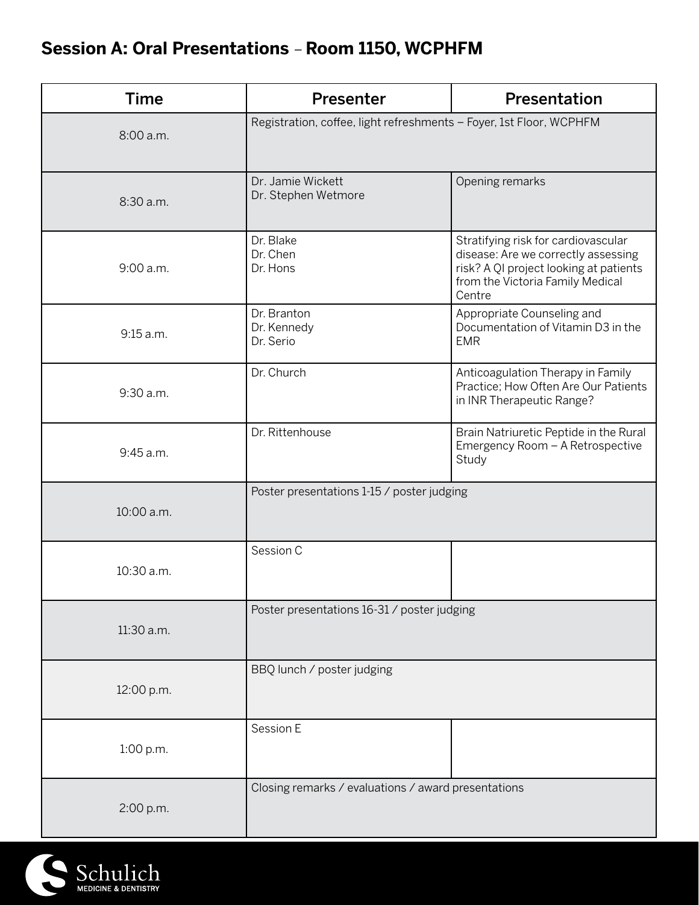## **Session A: Oral Presentations** – **Room 1150, WCPHFM**

| Time | Presenter | Presentation |
| --- | --- | --- |
| 8:00 a.m. | Registration, coffee, light refreshments – Foyer, 1st Floor, WCPHFM | |
| 8:30 a.m. | Dr. Jamie Wickett<br>Dr. Stephen Wetmore | Opening remarks |
| 9:00 a.m. | Dr. Blake<br>Dr. Chen<br>Dr. Hons | Stratifying risk for cardiovascular disease: Are we correctly assessing risk? A QI project looking at patients from the Victoria Family Medical Centre |
| 9:15 a.m. | Dr. Branton<br>Dr. Kennedy<br>Dr. Serio | Appropriate Counseling and Documentation of Vitamin D3 in the EMR |
| 9:30 a.m. | Dr. Church | Anticoagulation Therapy in Family Practice; How Often Are Our Patients in INR Therapeutic Range? |
| 9:45 a.m. | Dr. Rittenhouse | Brain Natriuretic Peptide in the Rural Emergency Room – A Retrospective Study |
| 10:00 a.m. | Poster presentations 1-15 / poster judging | |
| 10:30 a.m. | Session C | |
| 11:30 a.m. | Poster presentations 16-31 / poster judging | |
| 12:00 p.m. | BBQ lunch / poster judging | |
| 1:00 p.m. | Session E | |
| 2:00 p.m. | Closing remarks / evaluations / award presentations | |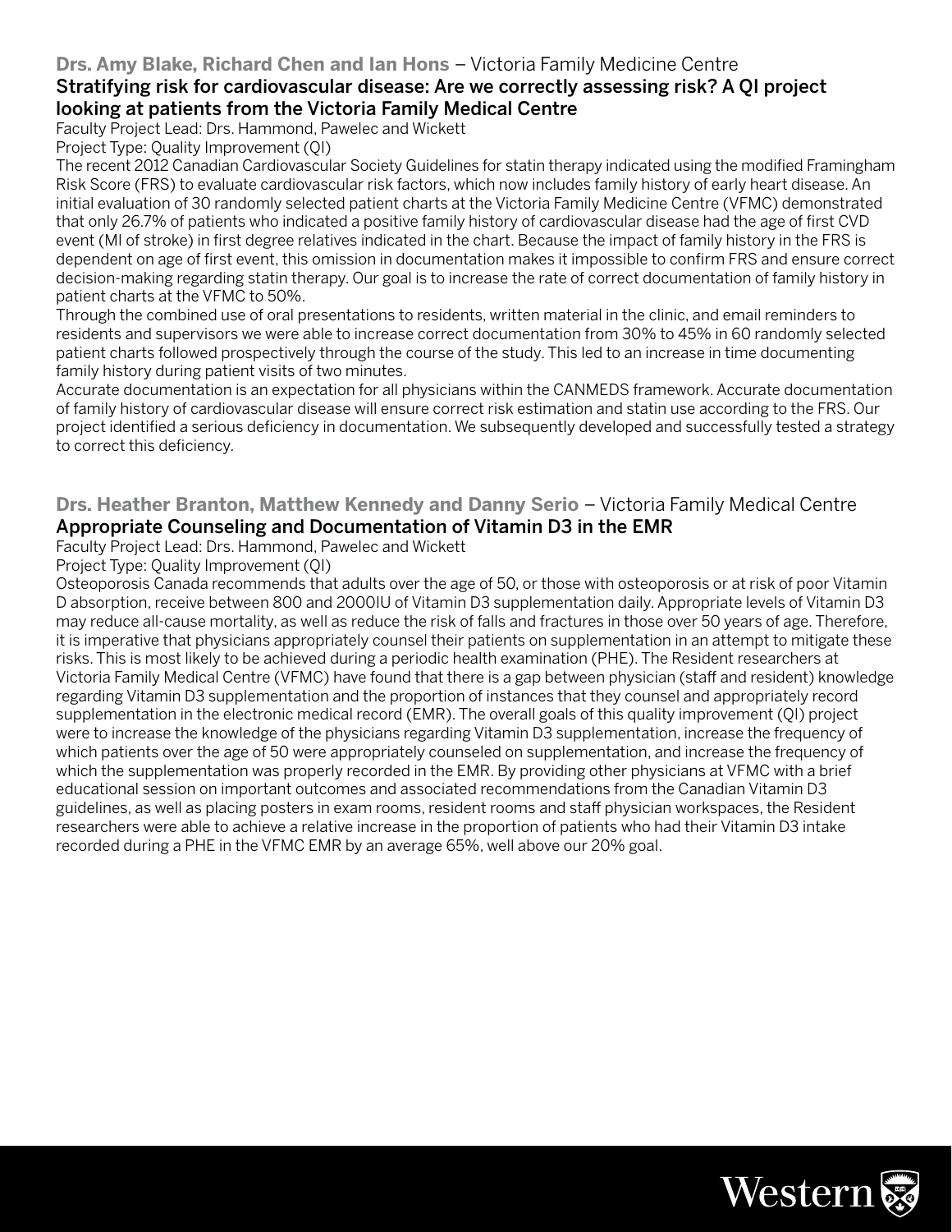**Drs. Amy Blake, Richard Chen and Ian Hons** – Victoria Family Medicine Centre

### Stratifying risk for cardiovascular disease: Are we correctly assessing risk? A QI project looking at patients from the Victoria Family Medical Centre

Faculty Project Lead: Drs. Hammond, Pawelec and Wickett

Project Type: Quality Improvement (QI)

The recent 2012 Canadian Cardiovascular Society Guidelines for statin therapy indicated using the modified Framingham Risk Score (FRS) to evaluate cardiovascular risk factors, which now includes family history of early heart disease. An initial evaluation of 30 randomly selected patient charts at the Victoria Family Medicine Centre (VFMC) demonstrated that only 26.7% of patients who indicated a positive family history of cardiovascular disease had the age of first CVD event (MI of stroke) in first degree relatives indicated in the chart. Because the impact of family history in the FRS is dependent on age of first event, this omission in documentation makes it impossible to confirm FRS and ensure correct decision-making regarding statin therapy. Our goal is to increase the rate of correct documentation of family history in patient charts at the VFMC to 50%.

Through the combined use of oral presentations to residents, written material in the clinic, and email reminders to residents and supervisors we were able to increase correct documentation from 30% to 45% in 60 randomly selected patient charts followed prospectively through the course of the study. This led to an increase in time documenting family history during patient visits of two minutes.

Accurate documentation is an expectation for all physicians within the CANMEDS framework. Accurate documentation of family history of cardiovascular disease will ensure correct risk estimation and statin use according to the FRS. Our project identified a serious deficiency in documentation. We subsequently developed and successfully tested a strategy to correct this deficiency.

**Drs. Heather Branton, Matthew Kennedy and Danny Serio** – Victoria Family Medical Centre

### Appropriate Counseling and Documentation of Vitamin D3 in the EMR

Faculty Project Lead: Drs. Hammond, Pawelec and Wickett

Project Type: Quality Improvement (QI)

Osteoporosis Canada recommends that adults over the age of 50, or those with osteoporosis or at risk of poor Vitamin D absorption, receive between 800 and 2000IU of Vitamin D3 supplementation daily. Appropriate levels of Vitamin D3 may reduce all-cause mortality, as well as reduce the risk of falls and fractures in those over 50 years of age. Therefore, it is imperative that physicians appropriately counsel their patients on supplementation in an attempt to mitigate these risks. This is most likely to be achieved during a periodic health examination (PHE). The Resident researchers at Victoria Family Medical Centre (VFMC) have found that there is a gap between physician (staff and resident) knowledge regarding Vitamin D3 supplementation and the proportion of instances that they counsel and appropriately record supplementation in the electronic medical record (EMR). The overall goals of this quality improvement (QI) project were to increase the knowledge of the physicians regarding Vitamin D3 supplementation, increase the frequency of which patients over the age of 50 were appropriately counseled on supplementation, and increase the frequency of which the supplementation was properly recorded in the EMR. By providing other physicians at VFMC with a brief educational session on important outcomes and associated recommendations from the Canadian Vitamin D3 guidelines, as well as placing posters in exam rooms, resident rooms and staff physician workspaces, the Resident researchers were able to achieve a relative increase in the proportion of patients who had their Vitamin D3 intake recorded during a PHE in the VFMC EMR by an average 65%, well above our 20% goal.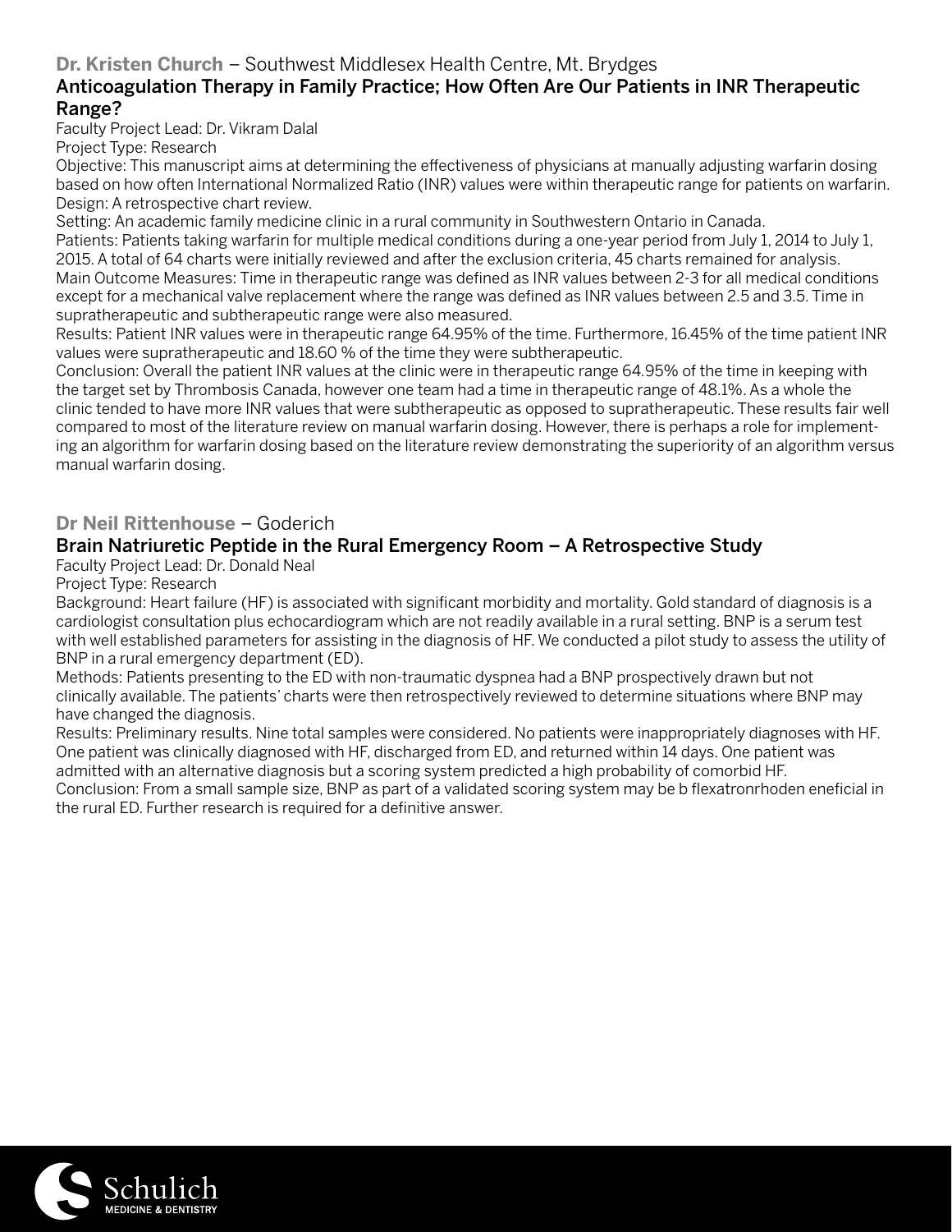**Dr. Kristen Church** – Southwest Middlesex Health Centre, Mt. Brydges

## Anticoagulation Therapy in Family Practice; How Often Are Our Patients in INR Therapeutic Range?

Faculty Project Lead: Dr. Vikram Dalal

Project Type: Research

Objective: This manuscript aims at determining the effectiveness of physicians at manually adjusting warfarin dosing based on how often International Normalized Ratio (INR) values were within therapeutic range for patients on warfarin.

Design: A retrospective chart review.

Setting: An academic family medicine clinic in a rural community in Southwestern Ontario in Canada.

Patients: Patients taking warfarin for multiple medical conditions during a one-year period from July 1, 2014 to July 1, 2015. A total of 64 charts were initially reviewed and after the exclusion criteria, 45 charts remained for analysis.

Main Outcome Measures: Time in therapeutic range was defined as INR values between 2-3 for all medical conditions except for a mechanical valve replacement where the range was defined as INR values between 2.5 and 3.5. Time in supratherapeutic and subtherapeutic range were also measured.

Results: Patient INR values were in therapeutic range 64.95% of the time. Furthermore, 16.45% of the time patient INR values were supratherapeutic and 18.60 % of the time they were subtherapeutic.

Conclusion: Overall the patient INR values at the clinic were in therapeutic range 64.95% of the time in keeping with the target set by Thrombosis Canada, however one team had a time in therapeutic range of 48.1%. As a whole the clinic tended to have more INR values that were subtherapeutic as opposed to supratherapeutic. These results fair well compared to most of the literature review on manual warfarin dosing. However, there is perhaps a role for implementing an algorithm for warfarin dosing based on the literature review demonstrating the superiority of an algorithm versus manual warfarin dosing.

**Dr Neil Rittenhouse** – Goderich

## Brain Natriuretic Peptide in the Rural Emergency Room – A Retrospective Study

Faculty Project Lead: Dr. Donald Neal

Project Type: Research

Background: Heart failure (HF) is associated with significant morbidity and mortality. Gold standard of diagnosis is a cardiologist consultation plus echocardiogram which are not readily available in a rural setting. BNP is a serum test with well established parameters for assisting in the diagnosis of HF. We conducted a pilot study to assess the utility of BNP in a rural emergency department (ED).

Methods: Patients presenting to the ED with non-traumatic dyspnea had a BNP prospectively drawn but not clinically available. The patients' charts were then retrospectively reviewed to determine situations where BNP may have changed the diagnosis.

Results: Preliminary results. Nine total samples were considered. No patients were inappropriately diagnoses with HF. One patient was clinically diagnosed with HF, discharged from ED, and returned within 14 days. One patient was admitted with an alternative diagnosis but a scoring system predicted a high probability of comorbid HF.

Conclusion: From a small sample size, BNP as part of a validated scoring system may be b flexatronrhoden eneficial in the rural ED. Further research is required for a definitive answer.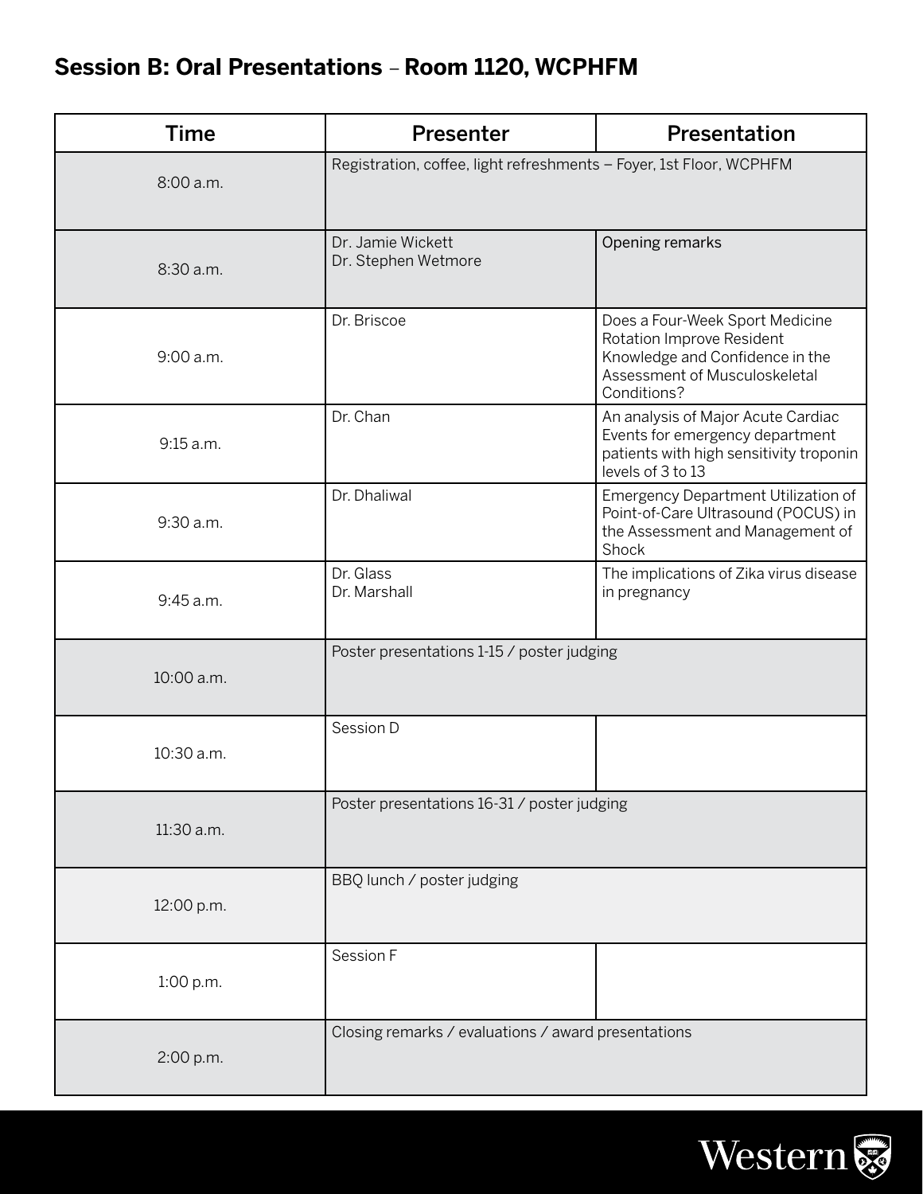## Session B: Oral Presentations – Room 1120, WCPHFM

| Time | Presenter | Presentation |
|---|---|---|
| 8:00 a.m. | Registration, coffee, light refreshments – Foyer, 1st Floor, WCPHFM | |
| 8:30 a.m. | Dr. Jamie Wickett<br>Dr. Stephen Wetmore | Opening remarks |
| 9:00 a.m. | Dr. Briscoe | Does a Four-Week Sport Medicine Rotation Improve Resident Knowledge and Confidence in the Assessment of Musculoskeletal Conditions? |
| 9:15 a.m. | Dr. Chan | An analysis of Major Acute Cardiac Events for emergency department patients with high sensitivity troponin levels of 3 to 13 |
| 9:30 a.m. | Dr. Dhaliwal | Emergency Department Utilization of Point-of-Care Ultrasound (POCUS) in the Assessment and Management of Shock |
| 9:45 a.m. | Dr. Glass<br>Dr. Marshall | The implications of Zika virus disease in pregnancy |
| 10:00 a.m. | Poster presentations 1-15 / poster judging | |
| 10:30 a.m. | Session D | |
| 11:30 a.m. | Poster presentations 16-31 / poster judging | |
| 12:00 p.m. | BBQ lunch / poster judging | |
| 1:00 p.m. | Session F | |
| 2:00 p.m. | Closing remarks / evaluations / award presentations | |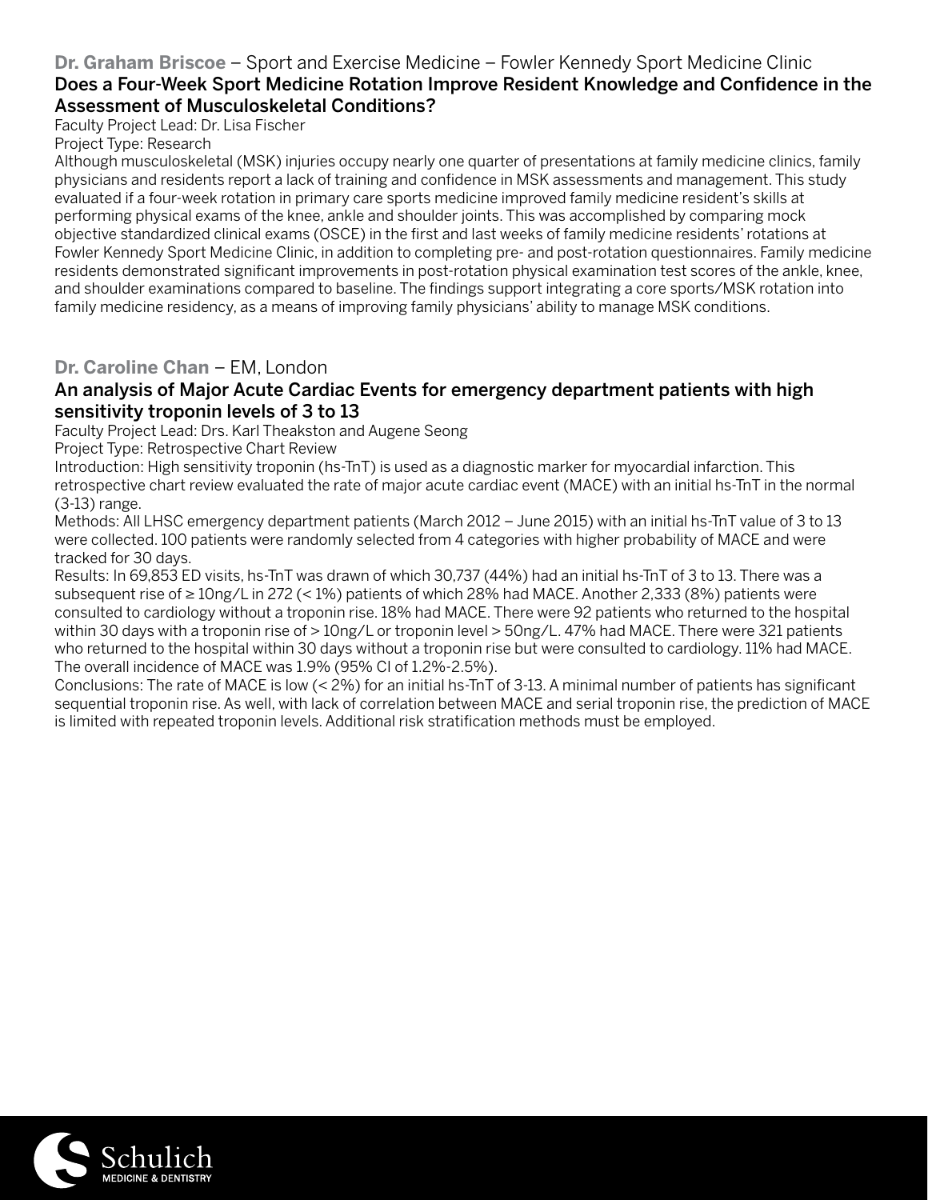**Dr. Graham Briscoe** – Sport and Exercise Medicine – Fowler Kennedy Sport Medicine Clinic

### Does a Four-Week Sport Medicine Rotation Improve Resident Knowledge and Confidence in the Assessment of Musculoskeletal Conditions?

Faculty Project Lead: Dr. Lisa Fischer

Project Type: Research

Although musculoskeletal (MSK) injuries occupy nearly one quarter of presentations at family medicine clinics, family physicians and residents report a lack of training and confidence in MSK assessments and management. This study evaluated if a four-week rotation in primary care sports medicine improved family medicine resident's skills at performing physical exams of the knee, ankle and shoulder joints. This was accomplished by comparing mock objective standardized clinical exams (OSCE) in the first and last weeks of family medicine residents' rotations at Fowler Kennedy Sport Medicine Clinic, in addition to completing pre- and post-rotation questionnaires. Family medicine residents demonstrated significant improvements in post-rotation physical examination test scores of the ankle, knee, and shoulder examinations compared to baseline. The findings support integrating a core sports/MSK rotation into family medicine residency, as a means of improving family physicians' ability to manage MSK conditions.

**Dr. Caroline Chan** – EM, London

### An analysis of Major Acute Cardiac Events for emergency department patients with high sensitivity troponin levels of 3 to 13

Faculty Project Lead: Drs. Karl Theakston and Augene Seong

Project Type: Retrospective Chart Review

Introduction: High sensitivity troponin (hs-TnT) is used as a diagnostic marker for myocardial infarction. This retrospective chart review evaluated the rate of major acute cardiac event (MACE) with an initial hs-TnT in the normal (3-13) range.

Methods: All LHSC emergency department patients (March 2012 – June 2015) with an initial hs-TnT value of 3 to 13 were collected. 100 patients were randomly selected from 4 categories with higher probability of MACE and were tracked for 30 days.

Results: In 69,853 ED visits, hs-TnT was drawn of which 30,737 (44%) had an initial hs-TnT of 3 to 13. There was a subsequent rise of ≥ 10ng/L in 272 (< 1%) patients of which 28% had MACE. Another 2,333 (8%) patients were consulted to cardiology without a troponin rise. 18% had MACE. There were 92 patients who returned to the hospital within 30 days with a troponin rise of > 10ng/L or troponin level > 50ng/L. 47% had MACE. There were 321 patients who returned to the hospital within 30 days without a troponin rise but were consulted to cardiology. 11% had MACE. The overall incidence of MACE was 1.9% (95% CI of 1.2%-2.5%).

Conclusions: The rate of MACE is low (< 2%) for an initial hs-TnT of 3-13. A minimal number of patients has significant sequential troponin rise. As well, with lack of correlation between MACE and serial troponin rise, the prediction of MACE is limited with repeated troponin levels. Additional risk stratification methods must be employed.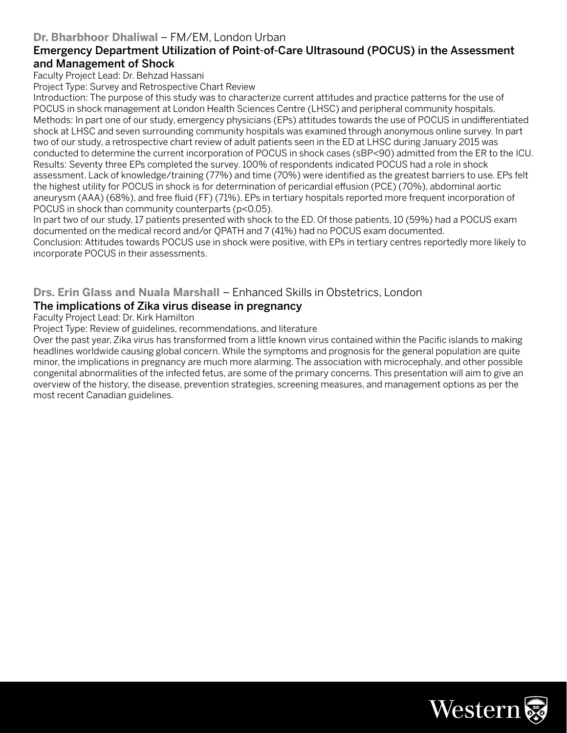**Dr. Bharbhoor Dhaliwal** – FM/EM, London Urban

### Emergency Department Utilization of Point-of-Care Ultrasound (POCUS) in the Assessment and Management of Shock

Faculty Project Lead: Dr. Behzad Hassani

Project Type: Survey and Retrospective Chart Review

Introduction: The purpose of this study was to characterize current attitudes and practice patterns for the use of POCUS in shock management at London Health Sciences Centre (LHSC) and peripheral community hospitals.

Methods: In part one of our study, emergency physicians (EPs) attitudes towards the use of POCUS in undifferentiated shock at LHSC and seven surrounding community hospitals was examined through anonymous online survey. In part two of our study, a retrospective chart review of adult patients seen in the ED at LHSC during January 2015 was conducted to determine the current incorporation of POCUS in shock cases (sBP<90) admitted from the ER to the ICU.

Results: Seventy three EPs completed the survey. 100% of respondents indicated POCUS had a role in shock assessment. Lack of knowledge/training (77%) and time (70%) were identified as the greatest barriers to use. EPs felt the highest utility for POCUS in shock is for determination of pericardial effusion (PCE) (70%), abdominal aortic aneurysm (AAA) (68%), and free fluid (FF) (71%). EPs in tertiary hospitals reported more frequent incorporation of POCUS in shock than community counterparts ($p<0.05$).

In part two of our study, 17 patients presented with shock to the ED. Of those patients, 10 (59%) had a POCUS exam documented on the medical record and/or QPATH and 7 (41%) had no POCUS exam documented.

Conclusion: Attitudes towards POCUS use in shock were positive, with EPs in tertiary centres reportedly more likely to incorporate POCUS in their assessments.

**Drs. Erin Glass and Nuala Marshall** – Enhanced Skills in Obstetrics, London

### The implications of Zika virus disease in pregnancy

Faculty Project Lead: Dr. Kirk Hamilton

Project Type: Review of guidelines, recommendations, and literature

Over the past year, Zika virus has transformed from a little known virus contained within the Pacific islands to making headlines worldwide causing global concern. While the symptoms and prognosis for the general population are quite minor, the implications in pregnancy are much more alarming. The association with microcephaly, and other possible congenital abnormalities of the infected fetus, are some of the primary concerns. This presentation will aim to give an overview of the history, the disease, prevention strategies, screening measures, and management options as per the most recent Canadian guidelines.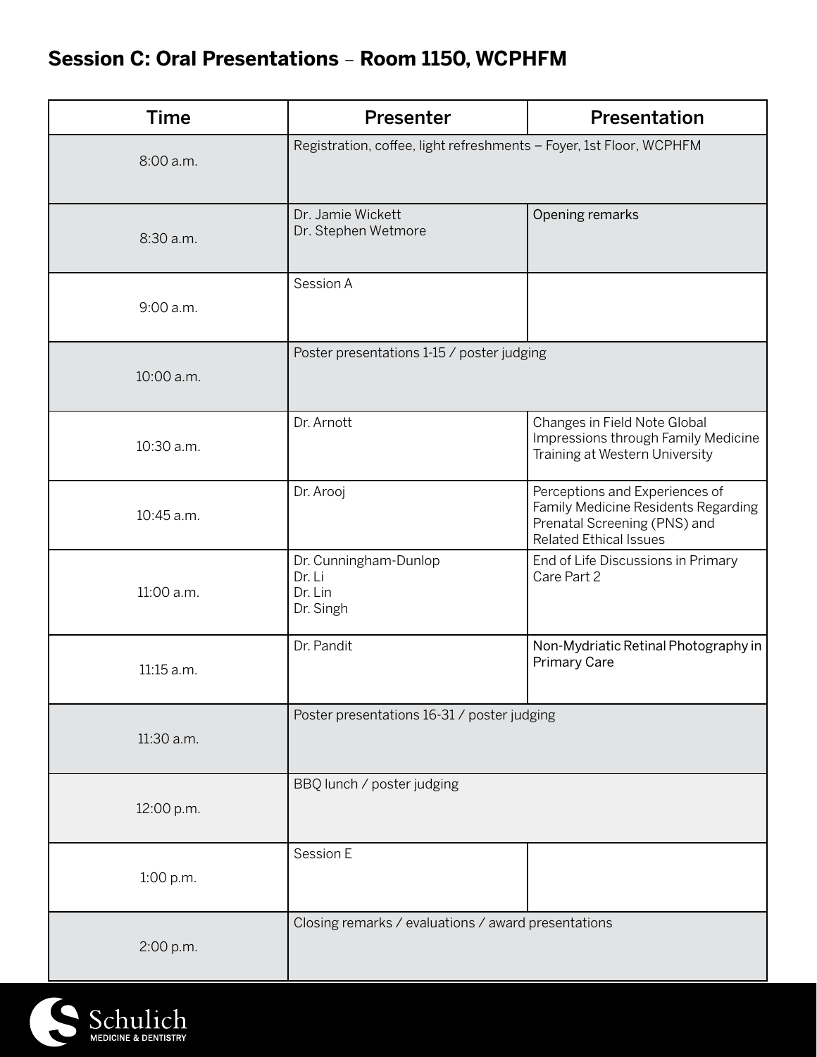## Session C: Oral Presentations – Room 1150, WCPHFM

| Time | Presenter | Presentation |
|---|---|---|
| 8:00 a.m. | Registration, coffee, light refreshments – Foyer, 1st Floor, WCPHFM | |
| 8:30 a.m. | Dr. Jamie Wickett<br>Dr. Stephen Wetmore | Opening remarks |
| 9:00 a.m. | Session A | |
| 10:00 a.m. | Poster presentations 1-15 / poster judging | |
| 10:30 a.m. | Dr. Arnott | Changes in Field Note Global Impressions through Family Medicine Training at Western University |
| 10:45 a.m. | Dr. Arooj | Perceptions and Experiences of Family Medicine Residents Regarding Prenatal Screening (PNS) and Related Ethical Issues |
| 11:00 a.m. | Dr. Cunningham-Dunlop<br>Dr. Li<br>Dr. Lin<br>Dr. Singh | End of Life Discussions in Primary Care Part 2 |
| 11:15 a.m. | Dr. Pandit | Non-Mydriatic Retinal Photography in Primary Care |
| 11:30 a.m. | Poster presentations 16-31 / poster judging | |
| 12:00 p.m. | BBQ lunch / poster judging | |
| 1:00 p.m. | Session E | |
| 2:00 p.m. | Closing remarks / evaluations / award presentations | |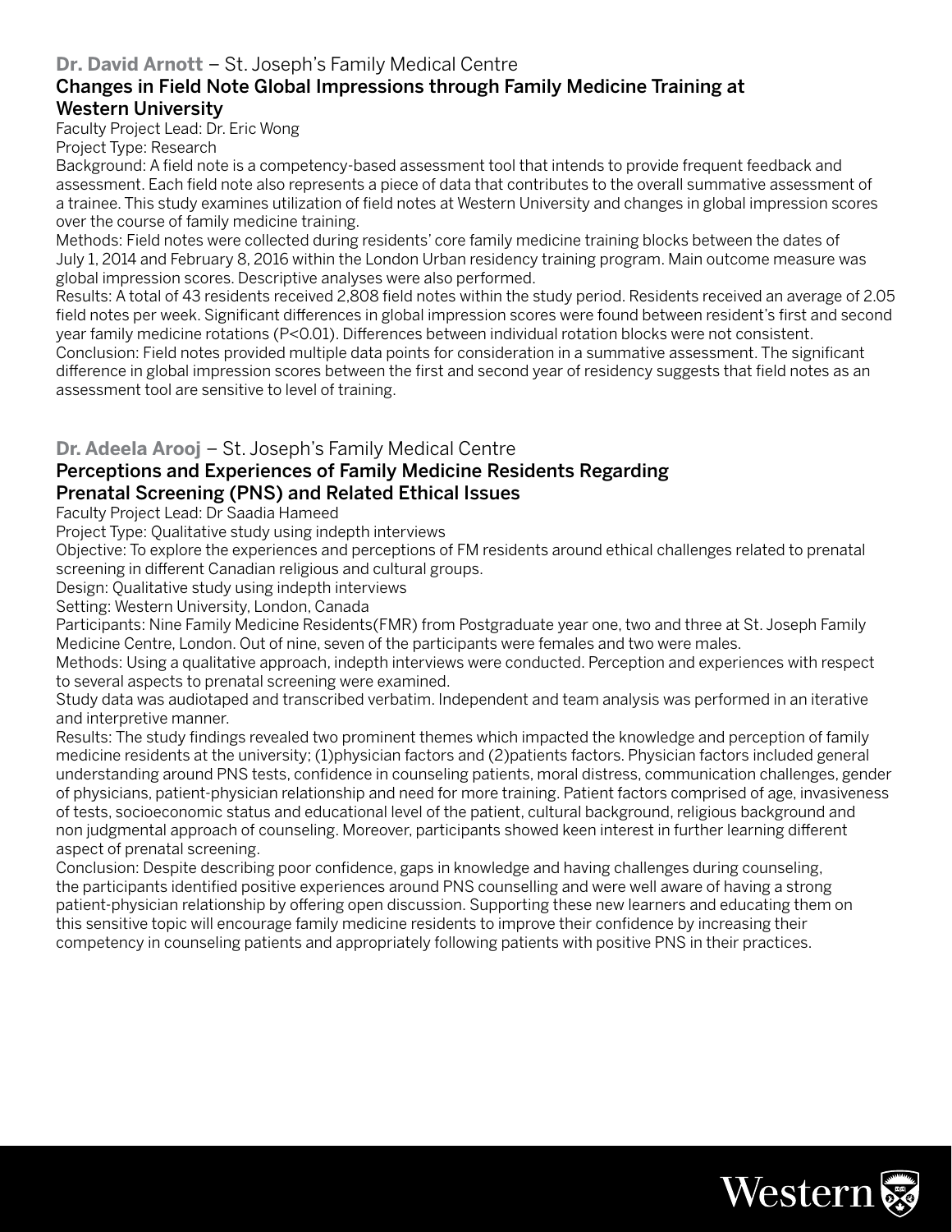**Dr. David Arnott** – St. Joseph's Family Medical Centre

### Changes in Field Note Global Impressions through Family Medicine Training at Western University

Faculty Project Lead: Dr. Eric Wong

Project Type: Research

Background: A field note is a competency-based assessment tool that intends to provide frequent feedback and assessment. Each field note also represents a piece of data that contributes to the overall summative assessment of a trainee. This study examines utilization of field notes at Western University and changes in global impression scores over the course of family medicine training.

Methods: Field notes were collected during residents' core family medicine training blocks between the dates of July 1, 2014 and February 8, 2016 within the London Urban residency training program. Main outcome measure was global impression scores. Descriptive analyses were also performed.

Results: A total of 43 residents received 2,808 field notes within the study period. Residents received an average of 2.05 field notes per week. Significant differences in global impression scores were found between resident's first and second year family medicine rotations ($P<0.01$). Differences between individual rotation blocks were not consistent.

Conclusion: Field notes provided multiple data points for consideration in a summative assessment. The significant difference in global impression scores between the first and second year of residency suggests that field notes as an assessment tool are sensitive to level of training.

**Dr. Adeela Arooj** – St. Joseph's Family Medical Centre

### Perceptions and Experiences of Family Medicine Residents Regarding Prenatal Screening (PNS) and Related Ethical Issues

Faculty Project Lead: Dr Saadia Hameed

Project Type: Qualitative study using indepth interviews

Objective: To explore the experiences and perceptions of FM residents around ethical challenges related to prenatal screening in different Canadian religious and cultural groups.

Design: Qualitative study using indepth interviews

Setting: Western University, London, Canada

Participants: Nine Family Medicine Residents(FMR) from Postgraduate year one, two and three at St. Joseph Family Medicine Centre, London. Out of nine, seven of the participants were females and two were males.

Methods: Using a qualitative approach, indepth interviews were conducted. Perception and experiences with respect to several aspects to prenatal screening were examined.

Study data was audiotaped and transcribed verbatim. Independent and team analysis was performed in an iterative and interpretive manner.

Results: The study findings revealed two prominent themes which impacted the knowledge and perception of family medicine residents at the university; (1)physician factors and (2)patients factors. Physician factors included general understanding around PNS tests, confidence in counseling patients, moral distress, communication challenges, gender of physicians, patient-physician relationship and need for more training. Patient factors comprised of age, invasiveness of tests, socioeconomic status and educational level of the patient, cultural background, religious background and non judgmental approach of counseling. Moreover, participants showed keen interest in further learning different aspect of prenatal screening.

Conclusion: Despite describing poor confidence, gaps in knowledge and having challenges during counseling, the participants identified positive experiences around PNS counselling and were well aware of having a strong patient-physician relationship by offering open discussion. Supporting these new learners and educating them on this sensitive topic will encourage family medicine residents to improve their confidence by increasing their competency in counseling patients and appropriately following patients with positive PNS in their practices.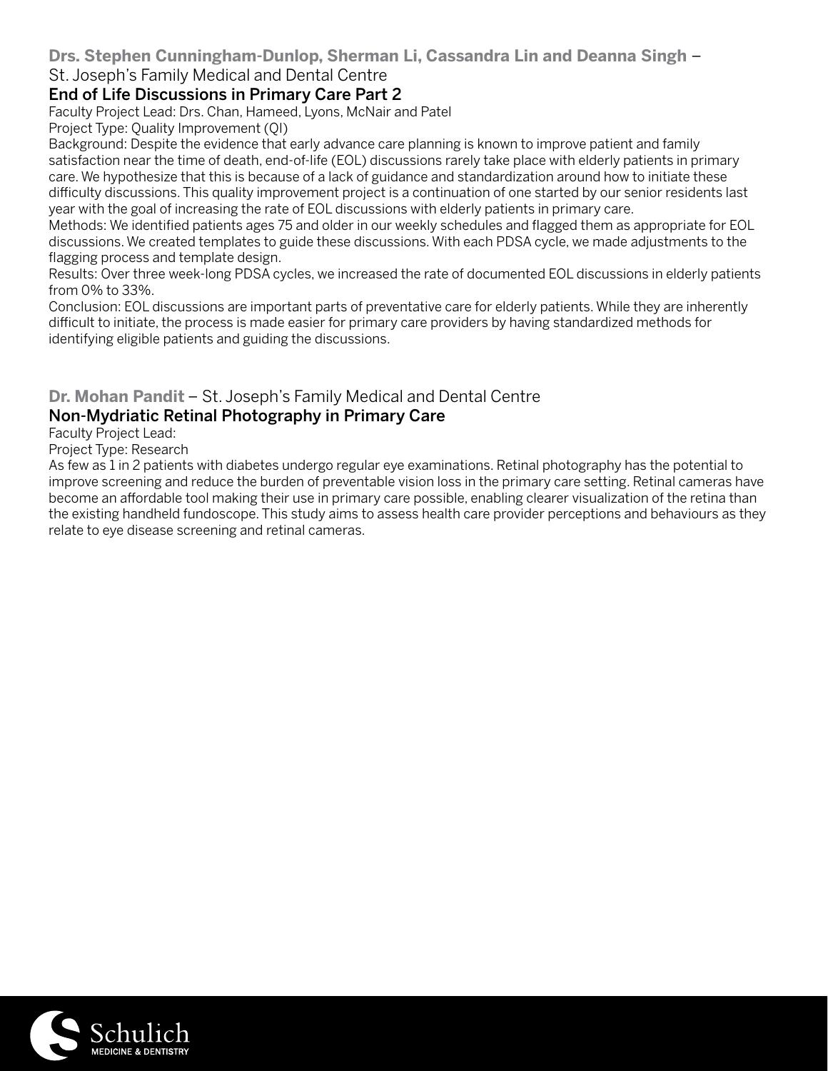**Drs. Stephen Cunningham-Dunlop, Sherman Li, Cassandra Lin and Deanna Singh** – St. Joseph's Family Medical and Dental Centre

### End of Life Discussions in Primary Care Part 2

Faculty Project Lead: Drs. Chan, Hameed, Lyons, McNair and Patel

Project Type: Quality Improvement (QI)

Background: Despite the evidence that early advance care planning is known to improve patient and family satisfaction near the time of death, end-of-life (EOL) discussions rarely take place with elderly patients in primary care. We hypothesize that this is because of a lack of guidance and standardization around how to initiate these difficulty discussions. This quality improvement project is a continuation of one started by our senior residents last year with the goal of increasing the rate of EOL discussions with elderly patients in primary care.

Methods: We identified patients ages 75 and older in our weekly schedules and flagged them as appropriate for EOL discussions. We created templates to guide these discussions. With each PDSA cycle, we made adjustments to the flagging process and template design.

Results: Over three week-long PDSA cycles, we increased the rate of documented EOL discussions in elderly patients from 0% to 33%.

Conclusion: EOL discussions are important parts of preventative care for elderly patients. While they are inherently difficult to initiate, the process is made easier for primary care providers by having standardized methods for identifying eligible patients and guiding the discussions.

**Dr. Mohan Pandit** – St. Joseph's Family Medical and Dental Centre

### Non-Mydriatic Retinal Photography in Primary Care

Faculty Project Lead:

Project Type: Research

As few as 1 in 2 patients with diabetes undergo regular eye examinations. Retinal photography has the potential to improve screening and reduce the burden of preventable vision loss in the primary care setting. Retinal cameras have become an affordable tool making their use in primary care possible, enabling clearer visualization of the retina than the existing handheld fundoscope. This study aims to assess health care provider perceptions and behaviours as they relate to eye disease screening and retinal cameras.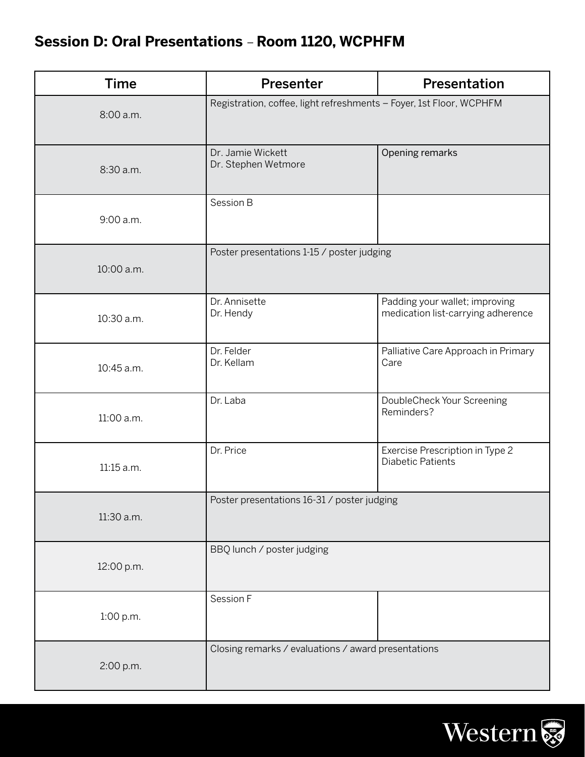## Session D: Oral Presentations – Room 1120, WCPHFM

| Time | Presenter | Presentation |
|---|---|---|
| 8:00 a.m. | Registration, coffee, light refreshments – Foyer, 1st Floor, WCPHFM | |
| 8:30 a.m. | Dr. Jamie Wickett<br>Dr. Stephen Wetmore | Opening remarks |
| 9:00 a.m. | Session B | |
| 10:00 a.m. | Poster presentations 1-15 / poster judging | |
| 10:30 a.m. | Dr. Annisette<br>Dr. Hendy | Padding your wallet; improving medication list-carrying adherence |
| 10:45 a.m. | Dr. Felder<br>Dr. Kellam | Palliative Care Approach in Primary Care |
| 11:00 a.m. | Dr. Laba | DoubleCheck Your Screening Reminders? |
| 11:15 a.m. | Dr. Price | Exercise Prescription in Type 2 Diabetic Patients |
| 11:30 a.m. | Poster presentations 16-31 / poster judging | |
| 12:00 p.m. | BBQ lunch / poster judging | |
| 1:00 p.m. | Session F | |
| 2:00 p.m. | Closing remarks / evaluations / award presentations | |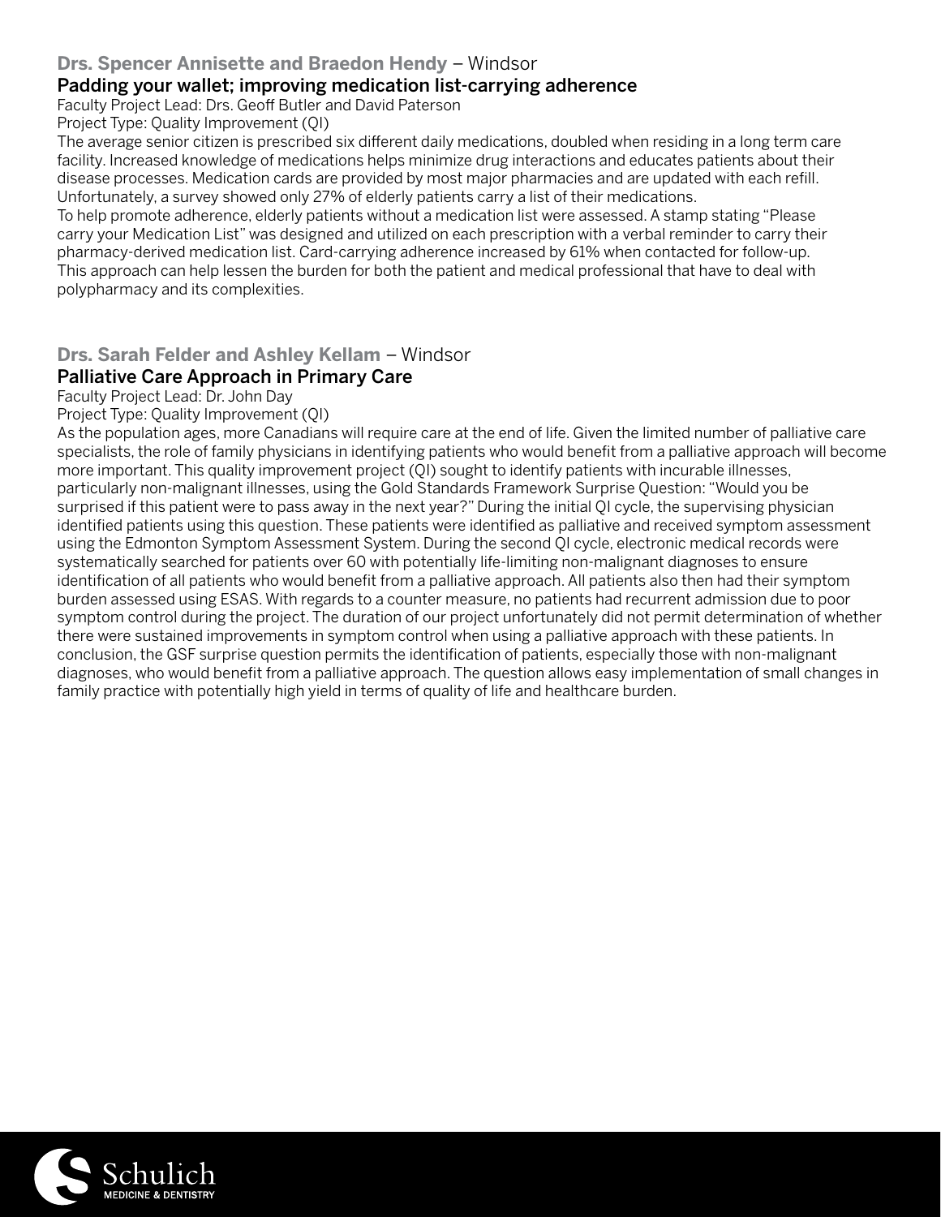**Drs. Spencer Annisette and Braedon Hendy** – Windsor

### Padding your wallet; improving medication list-carrying adherence

Faculty Project Lead: Drs. Geoff Butler and David Paterson

Project Type: Quality Improvement (QI)

The average senior citizen is prescribed six different daily medications, doubled when residing in a long term care facility. Increased knowledge of medications helps minimize drug interactions and educates patients about their disease processes. Medication cards are provided by most major pharmacies and are updated with each refill. Unfortunately, a survey showed only 27% of elderly patients carry a list of their medications.

To help promote adherence, elderly patients without a medication list were assessed. A stamp stating "Please carry your Medication List" was designed and utilized on each prescription with a verbal reminder to carry their pharmacy-derived medication list. Card-carrying adherence increased by 61% when contacted for follow-up. This approach can help lessen the burden for both the patient and medical professional that have to deal with polypharmacy and its complexities.

**Drs. Sarah Felder and Ashley Kellam** – Windsor

### Palliative Care Approach in Primary Care

Faculty Project Lead: Dr. John Day

Project Type: Quality Improvement (QI)

As the population ages, more Canadians will require care at the end of life. Given the limited number of palliative care specialists, the role of family physicians in identifying patients who would benefit from a palliative approach will become more important. This quality improvement project (QI) sought to identify patients with incurable illnesses, particularly non-malignant illnesses, using the Gold Standards Framework Surprise Question: "Would you be surprised if this patient were to pass away in the next year?" During the initial QI cycle, the supervising physician identified patients using this question. These patients were identified as palliative and received symptom assessment using the Edmonton Symptom Assessment System. During the second QI cycle, electronic medical records were systematically searched for patients over 60 with potentially life-limiting non-malignant diagnoses to ensure identification of all patients who would benefit from a palliative approach. All patients also then had their symptom burden assessed using ESAS. With regards to a counter measure, no patients had recurrent admission due to poor symptom control during the project. The duration of our project unfortunately did not permit determination of whether there were sustained improvements in symptom control when using a palliative approach with these patients. In conclusion, the GSF surprise question permits the identification of patients, especially those with non-malignant diagnoses, who would benefit from a palliative approach. The question allows easy implementation of small changes in family practice with potentially high yield in terms of quality of life and healthcare burden.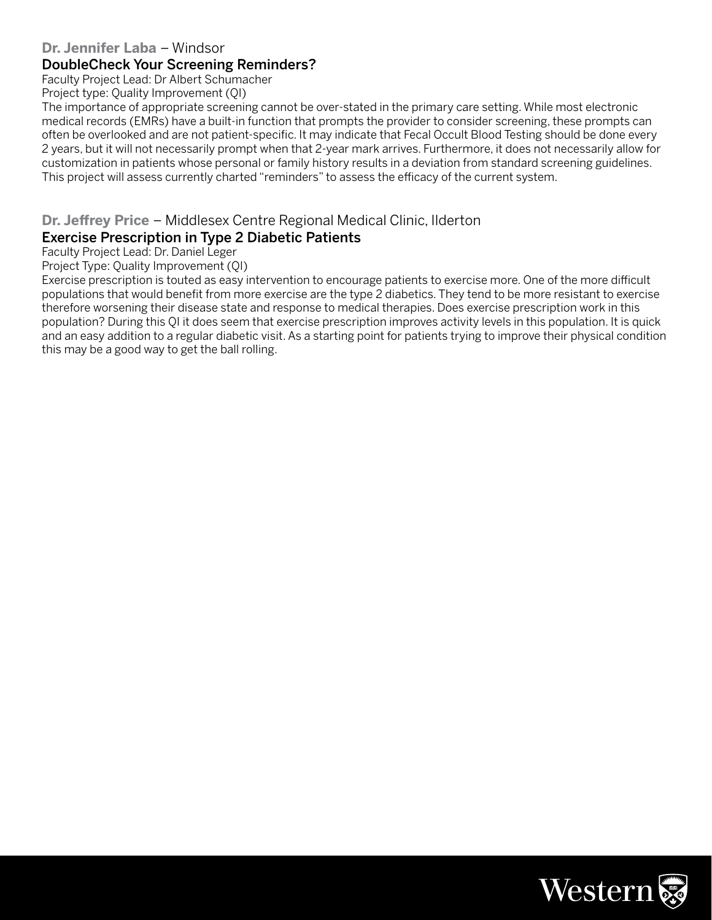**Dr. Jennifer Laba** – Windsor

### DoubleCheck Your Screening Reminders?

Faculty Project Lead: Dr Albert Schumacher

Project type: Quality Improvement (QI)

The importance of appropriate screening cannot be over-stated in the primary care setting. While most electronic medical records (EMRs) have a built-in function that prompts the provider to consider screening, these prompts can often be overlooked and are not patient-specific. It may indicate that Fecal Occult Blood Testing should be done every 2 years, but it will not necessarily prompt when that 2-year mark arrives. Furthermore, it does not necessarily allow for customization in patients whose personal or family history results in a deviation from standard screening guidelines. This project will assess currently charted "reminders" to assess the efficacy of the current system.

**Dr. Jeffrey Price** – Middlesex Centre Regional Medical Clinic, Ilderton

### Exercise Prescription in Type 2 Diabetic Patients

Faculty Project Lead: Dr. Daniel Leger

Project Type: Quality Improvement (QI)

Exercise prescription is touted as easy intervention to encourage patients to exercise more. One of the more difficult populations that would benefit from more exercise are the type 2 diabetics. They tend to be more resistant to exercise therefore worsening their disease state and response to medical therapies. Does exercise prescription work in this population? During this QI it does seem that exercise prescription improves activity levels in this population. It is quick and an easy addition to a regular diabetic visit. As a starting point for patients trying to improve their physical condition this may be a good way to get the ball rolling.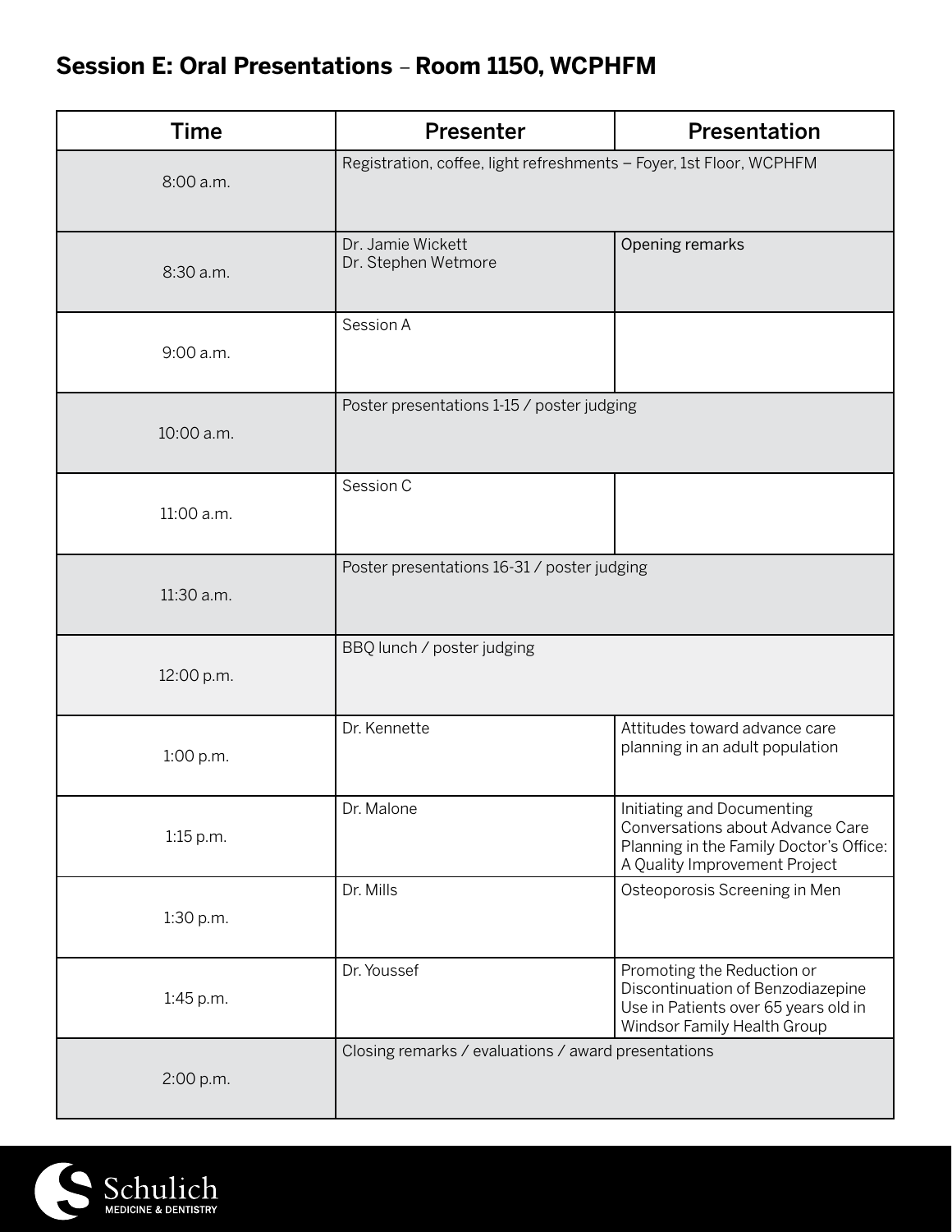## Session E: Oral Presentations – Room 1150, WCPHFM

| Time | Presenter | Presentation |
|---|---|---|
| 8:00 a.m. | Registration, coffee, light refreshments – Foyer, 1st Floor, WCPHFM | |
| 8:30 a.m. | Dr. Jamie Wickett<br>Dr. Stephen Wetmore | Opening remarks |
| 9:00 a.m. | Session A | |
| 10:00 a.m. | Poster presentations 1-15 / poster judging | |
| 11:00 a.m. | Session C | |
| 11:30 a.m. | Poster presentations 16-31 / poster judging | |
| 12:00 p.m. | BBQ lunch / poster judging | |
| 1:00 p.m. | Dr. Kennette | Attitudes toward advance care planning in an adult population |
| 1:15 p.m. | Dr. Malone | Initiating and Documenting Conversations about Advance Care Planning in the Family Doctor's Office: A Quality Improvement Project |
| 1:30 p.m. | Dr. Mills | Osteoporosis Screening in Men |
| 1:45 p.m. | Dr. Youssef | Promoting the Reduction or Discontinuation of Benzodiazepine Use in Patients over 65 years old in Windsor Family Health Group |
| 2:00 p.m. | Closing remarks / evaluations / award presentations | |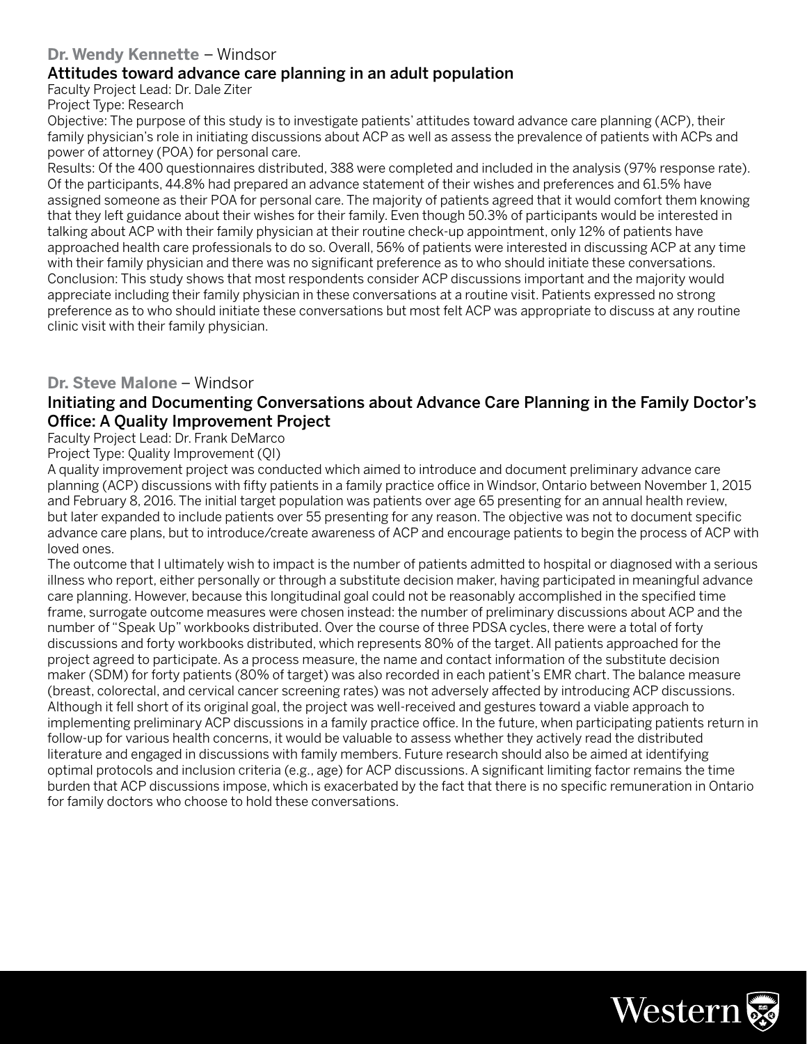**Dr. Wendy Kennette** – Windsor

### Attitudes toward advance care planning in an adult population

Faculty Project Lead: Dr. Dale Ziter

Project Type: Research

Objective: The purpose of this study is to investigate patients' attitudes toward advance care planning (ACP), their family physician's role in initiating discussions about ACP as well as assess the prevalence of patients with ACPs and power of attorney (POA) for personal care.

Results: Of the 400 questionnaires distributed, 388 were completed and included in the analysis (97% response rate). Of the participants, 44.8% had prepared an advance statement of their wishes and preferences and 61.5% have assigned someone as their POA for personal care. The majority of patients agreed that it would comfort them knowing that they left guidance about their wishes for their family. Even though 50.3% of participants would be interested in talking about ACP with their family physician at their routine check-up appointment, only 12% of patients have approached health care professionals to do so. Overall, 56% of patients were interested in discussing ACP at any time with their family physician and there was no significant preference as to who should initiate these conversations.

Conclusion: This study shows that most respondents consider ACP discussions important and the majority would appreciate including their family physician in these conversations at a routine visit. Patients expressed no strong preference as to who should initiate these conversations but most felt ACP was appropriate to discuss at any routine clinic visit with their family physician.

**Dr. Steve Malone** – Windsor

### Initiating and Documenting Conversations about Advance Care Planning in the Family Doctor's Office: A Quality Improvement Project

Faculty Project Lead: Dr. Frank DeMarco

Project Type: Quality Improvement (QI)

A quality improvement project was conducted which aimed to introduce and document preliminary advance care planning (ACP) discussions with fifty patients in a family practice office in Windsor, Ontario between November 1, 2015 and February 8, 2016. The initial target population was patients over age 65 presenting for an annual health review, but later expanded to include patients over 55 presenting for any reason. The objective was not to document specific advance care plans, but to introduce/create awareness of ACP and encourage patients to begin the process of ACP with loved ones.

The outcome that I ultimately wish to impact is the number of patients admitted to hospital or diagnosed with a serious illness who report, either personally or through a substitute decision maker, having participated in meaningful advance care planning. However, because this longitudinal goal could not be reasonably accomplished in the specified time frame, surrogate outcome measures were chosen instead: the number of preliminary discussions about ACP and the number of "Speak Up" workbooks distributed. Over the course of three PDSA cycles, there were a total of forty discussions and forty workbooks distributed, which represents 80% of the target. All patients approached for the project agreed to participate. As a process measure, the name and contact information of the substitute decision maker (SDM) for forty patients (80% of target) was also recorded in each patient's EMR chart. The balance measure (breast, colorectal, and cervical cancer screening rates) was not adversely affected by introducing ACP discussions. Although it fell short of its original goal, the project was well-received and gestures toward a viable approach to implementing preliminary ACP discussions in a family practice office. In the future, when participating patients return in follow-up for various health concerns, it would be valuable to assess whether they actively read the distributed literature and engaged in discussions with family members. Future research should also be aimed at identifying optimal protocols and inclusion criteria (e.g., age) for ACP discussions. A significant limiting factor remains the time burden that ACP discussions impose, which is exacerbated by the fact that there is no specific remuneration in Ontario for family doctors who choose to hold these conversations.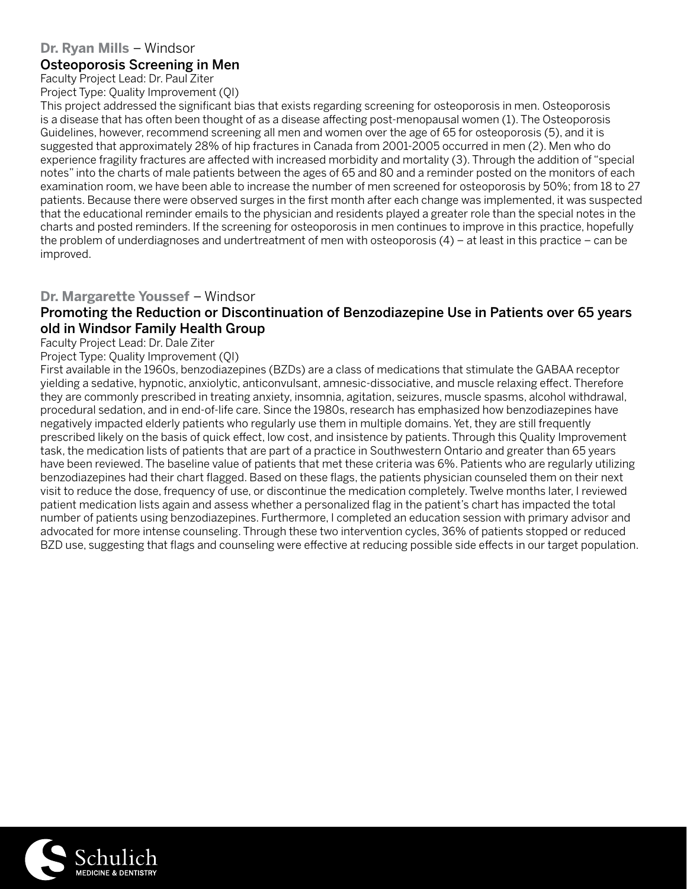**Dr. Ryan Mills** – Windsor

### Osteoporosis Screening in Men

Faculty Project Lead: Dr. Paul Ziter
Project Type: Quality Improvement (QI)

This project addressed the significant bias that exists regarding screening for osteoporosis in men. Osteoporosis is a disease that has often been thought of as a disease affecting post-menopausal women (1). The Osteoporosis Guidelines, however, recommend screening all men and women over the age of 65 for osteoporosis (5), and it is suggested that approximately 28% of hip fractures in Canada from 2001-2005 occurred in men (2). Men who do experience fragility fractures are affected with increased morbidity and mortality (3). Through the addition of "special notes" into the charts of male patients between the ages of 65 and 80 and a reminder posted on the monitors of each examination room, we have been able to increase the number of men screened for osteoporosis by 50%; from 18 to 27 patients. Because there were observed surges in the first month after each change was implemented, it was suspected that the educational reminder emails to the physician and residents played a greater role than the special notes in the charts and posted reminders. If the screening for osteoporosis in men continues to improve in this practice, hopefully the problem of underdiagnoses and undertreatment of men with osteoporosis (4) – at least in this practice – can be improved.

**Dr. Margarette Youssef** – Windsor

### Promoting the Reduction or Discontinuation of Benzodiazepine Use in Patients over 65 years old in Windsor Family Health Group

Faculty Project Lead: Dr. Dale Ziter
Project Type: Quality Improvement (QI)

First available in the 1960s, benzodiazepines (BZDs) are a class of medications that stimulate the GABAA receptor yielding a sedative, hypnotic, anxiolytic, anticonvulsant, amnesic-dissociative, and muscle relaxing effect. Therefore they are commonly prescribed in treating anxiety, insomnia, agitation, seizures, muscle spasms, alcohol withdrawal, procedural sedation, and in end-of-life care. Since the 1980s, research has emphasized how benzodiazepines have negatively impacted elderly patients who regularly use them in multiple domains. Yet, they are still frequently prescribed likely on the basis of quick effect, low cost, and insistence by patients. Through this Quality Improvement task, the medication lists of patients that are part of a practice in Southwestern Ontario and greater than 65 years have been reviewed. The baseline value of patients that met these criteria was 6%. Patients who are regularly utilizing benzodiazepines had their chart flagged. Based on these flags, the patients physician counseled them on their next visit to reduce the dose, frequency of use, or discontinue the medication completely. Twelve months later, I reviewed patient medication lists again and assess whether a personalized flag in the patient's chart has impacted the total number of patients using benzodiazepines. Furthermore, I completed an education session with primary advisor and advocated for more intense counseling. Through these two intervention cycles, 36% of patients stopped or reduced BZD use, suggesting that flags and counseling were effective at reducing possible side effects in our target population.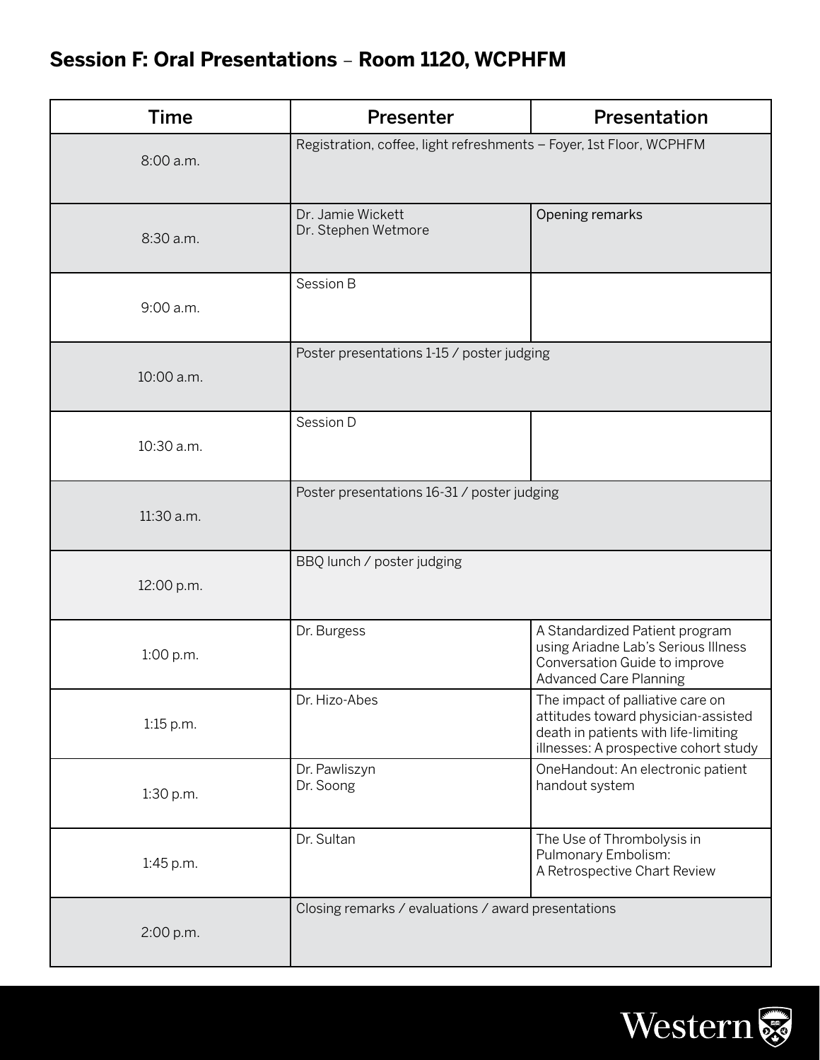## Session F: Oral Presentations – Room 1120, WCPHFM

| Time | Presenter | Presentation |
|---|---|---|
| 8:00 a.m. | Registration, coffee, light refreshments – Foyer, 1st Floor, WCPHFM | |
| 8:30 a.m. | Dr. Jamie Wickett<br>Dr. Stephen Wetmore | Opening remarks |
| 9:00 a.m. | Session B | |
| 10:00 a.m. | Poster presentations 1-15 / poster judging | |
| 10:30 a.m. | Session D | |
| 11:30 a.m. | Poster presentations 16-31 / poster judging | |
| 12:00 p.m. | BBQ lunch / poster judging | |
| 1:00 p.m. | Dr. Burgess | A Standardized Patient program using Ariadne Lab's Serious Illness Conversation Guide to improve Advanced Care Planning |
| 1:15 p.m. | Dr. Hizo-Abes | The impact of palliative care on attitudes toward physician-assisted death in patients with life-limiting illnesses: A prospective cohort study |
| 1:30 p.m. | Dr. Pawliszyn<br>Dr. Soong | OneHandout: An electronic patient handout system |
| 1:45 p.m. | Dr. Sultan | The Use of Thrombolysis in Pulmonary Embolism: A Retrospective Chart Review |
| 2:00 p.m. | Closing remarks / evaluations / award presentations | |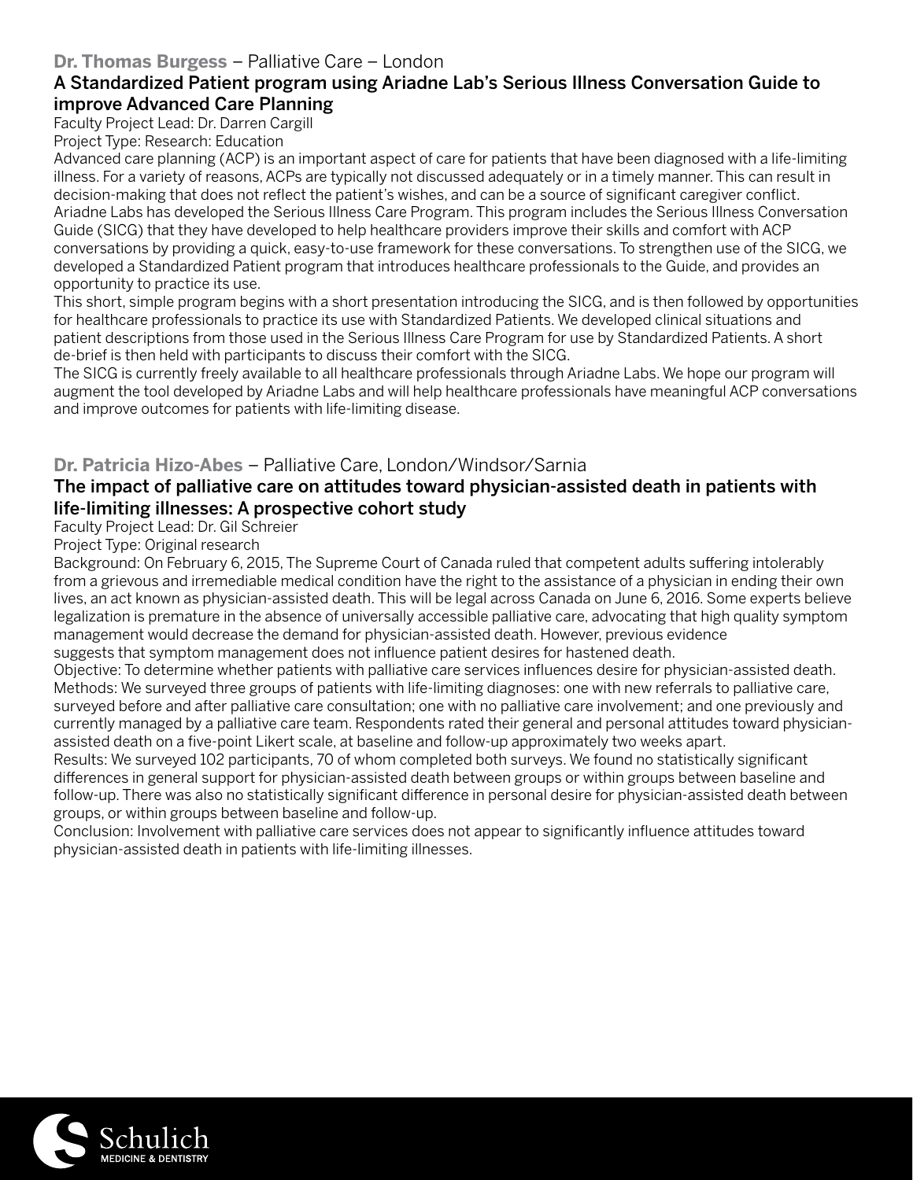**Dr. Thomas Burgess** – Palliative Care – London

### A Standardized Patient program using Ariadne Lab's Serious Illness Conversation Guide to improve Advanced Care Planning

Faculty Project Lead: Dr. Darren Cargill
Project Type: Research: Education

Advanced care planning (ACP) is an important aspect of care for patients that have been diagnosed with a life-limiting illness. For a variety of reasons, ACPs are typically not discussed adequately or in a timely manner. This can result in decision-making that does not reflect the patient's wishes, and can be a source of significant caregiver conflict.
Ariadne Labs has developed the Serious Illness Care Program. This program includes the Serious Illness Conversation Guide (SICG) that they have developed to help healthcare providers improve their skills and comfort with ACP conversations by providing a quick, easy-to-use framework for these conversations. To strengthen use of the SICG, we developed a Standardized Patient program that introduces healthcare professionals to the Guide, and provides an opportunity to practice its use.
This short, simple program begins with a short presentation introducing the SICG, and is then followed by opportunities for healthcare professionals to practice its use with Standardized Patients. We developed clinical situations and patient descriptions from those used in the Serious Illness Care Program for use by Standardized Patients. A short de-brief is then held with participants to discuss their comfort with the SICG.
The SICG is currently freely available to all healthcare professionals through Ariadne Labs. We hope our program will augment the tool developed by Ariadne Labs and will help healthcare professionals have meaningful ACP conversations and improve outcomes for patients with life-limiting disease.

**Dr. Patricia Hizo-Abes** – Palliative Care, London/Windsor/Sarnia

### The impact of palliative care on attitudes toward physician-assisted death in patients with life-limiting illnesses: A prospective cohort study

Faculty Project Lead: Dr. Gil Schreier
Project Type: Original research

Background: On February 6, 2015, The Supreme Court of Canada ruled that competent adults suffering intolerably from a grievous and irremediable medical condition have the right to the assistance of a physician in ending their own lives, an act known as physician-assisted death. This will be legal across Canada on June 6, 2016. Some experts believe legalization is premature in the absence of universally accessible palliative care, advocating that high quality symptom management would decrease the demand for physician-assisted death. However, previous evidence suggests that symptom management does not influence patient desires for hastened death.
Objective: To determine whether patients with palliative care services influences desire for physician-assisted death.
Methods: We surveyed three groups of patients with life-limiting diagnoses: one with new referrals to palliative care, surveyed before and after palliative care consultation; one with no palliative care involvement; and one previously and currently managed by a palliative care team. Respondents rated their general and personal attitudes toward physician-assisted death on a five-point Likert scale, at baseline and follow-up approximately two weeks apart.
Results: We surveyed 102 participants, 70 of whom completed both surveys. We found no statistically significant differences in general support for physician-assisted death between groups or within groups between baseline and follow-up. There was also no statistically significant difference in personal desire for physician-assisted death between groups, or within groups between baseline and follow-up.
Conclusion: Involvement with palliative care services does not appear to significantly influence attitudes toward physician-assisted death in patients with life-limiting illnesses.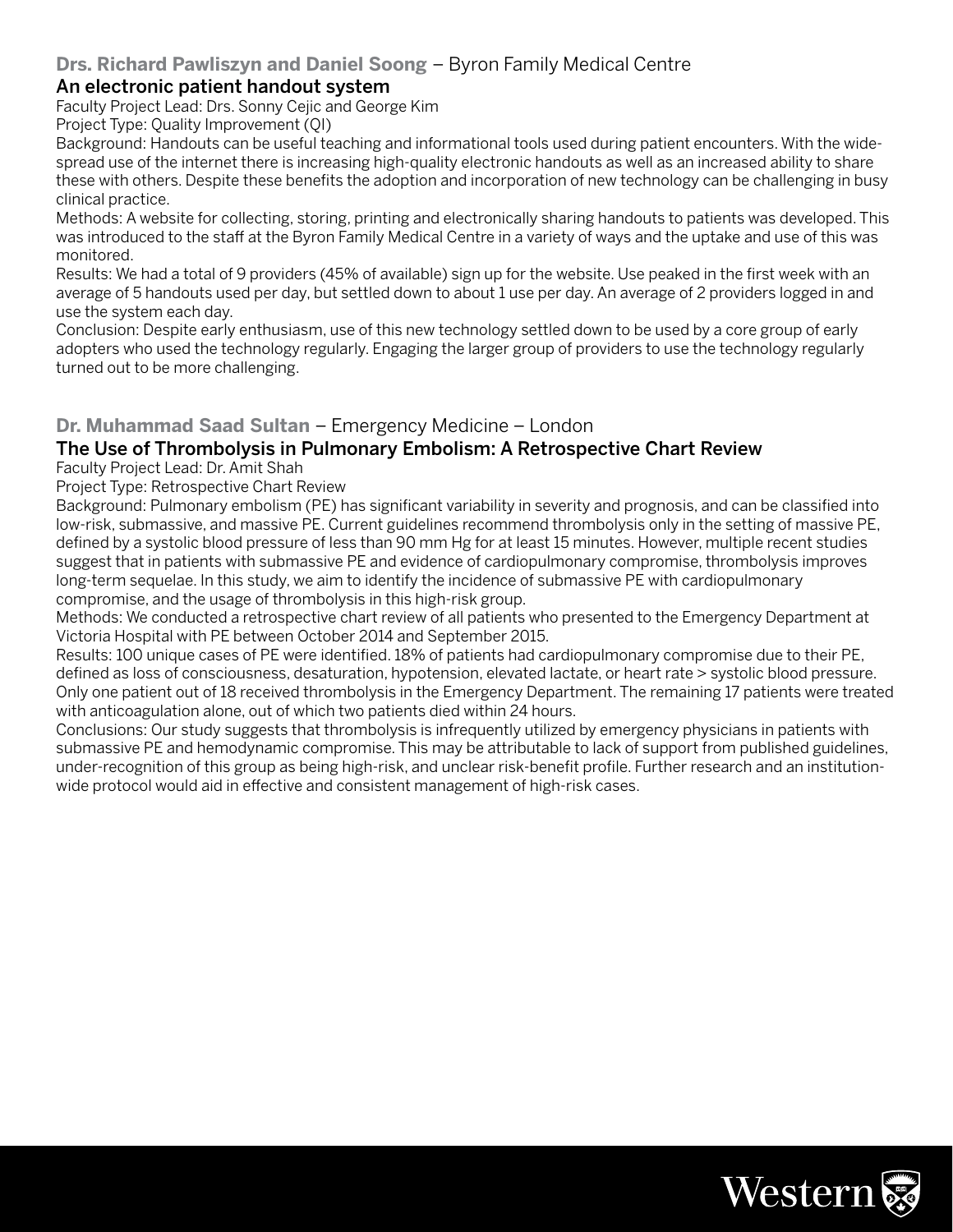**Drs. Richard Pawliszyn and Daniel Soong** – Byron Family Medical Centre

### An electronic patient handout system

Faculty Project Lead: Drs. Sonny Cejic and George Kim

Project Type: Quality Improvement (QI)

Background: Handouts can be useful teaching and informational tools used during patient encounters. With the widespread use of the internet there is increasing high-quality electronic handouts as well as an increased ability to share these with others. Despite these benefits the adoption and incorporation of new technology can be challenging in busy clinical practice.

Methods: A website for collecting, storing, printing and electronically sharing handouts to patients was developed. This was introduced to the staff at the Byron Family Medical Centre in a variety of ways and the uptake and use of this was monitored.

Results: We had a total of 9 providers (45% of available) sign up for the website. Use peaked in the first week with an average of 5 handouts used per day, but settled down to about 1 use per day. An average of 2 providers logged in and use the system each day.

Conclusion: Despite early enthusiasm, use of this new technology settled down to be used by a core group of early adopters who used the technology regularly. Engaging the larger group of providers to use the technology regularly turned out to be more challenging.

**Dr. Muhammad Saad Sultan** – Emergency Medicine – London

### The Use of Thrombolysis in Pulmonary Embolism: A Retrospective Chart Review

Faculty Project Lead: Dr. Amit Shah

Project Type: Retrospective Chart Review

Background: Pulmonary embolism (PE) has significant variability in severity and prognosis, and can be classified into low-risk, submassive, and massive PE. Current guidelines recommend thrombolysis only in the setting of massive PE, defined by a systolic blood pressure of less than 90 mm Hg for at least 15 minutes. However, multiple recent studies suggest that in patients with submassive PE and evidence of cardiopulmonary compromise, thrombolysis improves long-term sequelae. In this study, we aim to identify the incidence of submassive PE with cardiopulmonary compromise, and the usage of thrombolysis in this high-risk group.

Methods: We conducted a retrospective chart review of all patients who presented to the Emergency Department at Victoria Hospital with PE between October 2014 and September 2015.

Results: 100 unique cases of PE were identified. 18% of patients had cardiopulmonary compromise due to their PE, defined as loss of consciousness, desaturation, hypotension, elevated lactate, or heart rate > systolic blood pressure. Only one patient out of 18 received thrombolysis in the Emergency Department. The remaining 17 patients were treated with anticoagulation alone, out of which two patients died within 24 hours.

Conclusions: Our study suggests that thrombolysis is infrequently utilized by emergency physicians in patients with submassive PE and hemodynamic compromise. This may be attributable to lack of support from published guidelines, under-recognition of this group as being high-risk, and unclear risk-benefit profile. Further research and an institution-wide protocol would aid in effective and consistent management of high-risk cases.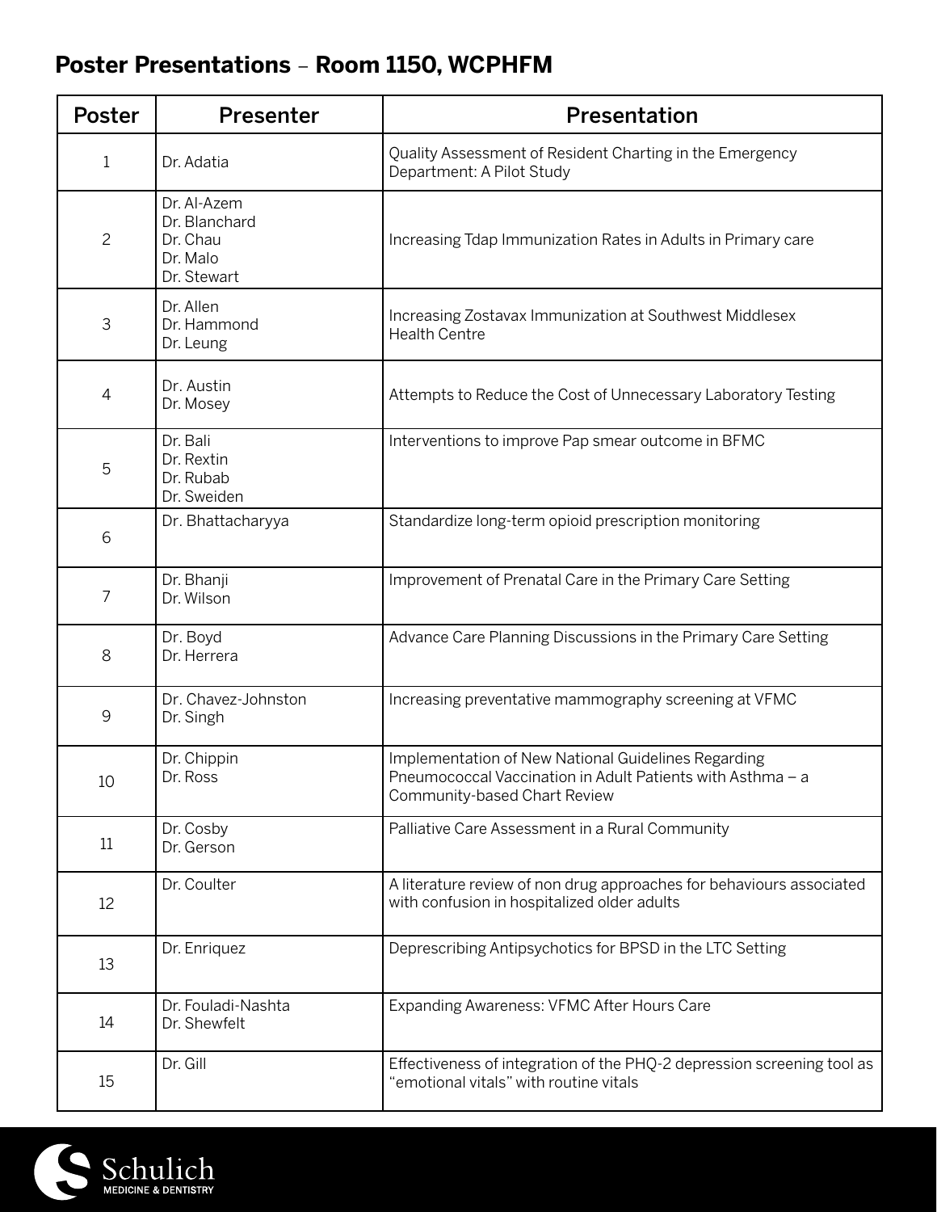## Poster Presentations – Room 1150, WCPHFM

| Poster | Presenter | Presentation |
|---|---|---|
| 1 | Dr. Adatia | Quality Assessment of Resident Charting in the Emergency Department: A Pilot Study |
| 2 | Dr. Al-Azem<br>Dr. Blanchard<br>Dr. Chau<br>Dr. Malo<br>Dr. Stewart | Increasing Tdap Immunization Rates in Adults in Primary care |
| 3 | Dr. Allen<br>Dr. Hammond<br>Dr. Leung | Increasing Zostavax Immunization at Southwest Middlesex Health Centre |
| 4 | Dr. Austin<br>Dr. Mosey | Attempts to Reduce the Cost of Unnecessary Laboratory Testing |
| 5 | Dr. Bali<br>Dr. Rextin<br>Dr. Rubab<br>Dr. Sweiden | Interventions to improve Pap smear outcome in BFMC |
| 6 | Dr. Bhattacharyya | Standardize long-term opioid prescription monitoring |
| 7 | Dr. Bhanji<br>Dr. Wilson | Improvement of Prenatal Care in the Primary Care Setting |
| 8 | Dr. Boyd<br>Dr. Herrera | Advance Care Planning Discussions in the Primary Care Setting |
| 9 | Dr. Chavez-Johnston<br>Dr. Singh | Increasing preventative mammography screening at VFMC |
| 10 | Dr. Chippin<br>Dr. Ross | Implementation of New National Guidelines Regarding Pneumococcal Vaccination in Adult Patients with Asthma – a Community-based Chart Review |
| 11 | Dr. Cosby<br>Dr. Gerson | Palliative Care Assessment in a Rural Community |
| 12 | Dr. Coulter | A literature review of non drug approaches for behaviours associated with confusion in hospitalized older adults |
| 13 | Dr. Enriquez | Deprescribing Antipsychotics for BPSD in the LTC Setting |
| 14 | Dr. Fouladi-Nashta<br>Dr. Shewfelt | Expanding Awareness: VFMC After Hours Care |
| 15 | Dr. Gill | Effectiveness of integration of the PHQ-2 depression screening tool as "emotional vitals" with routine vitals |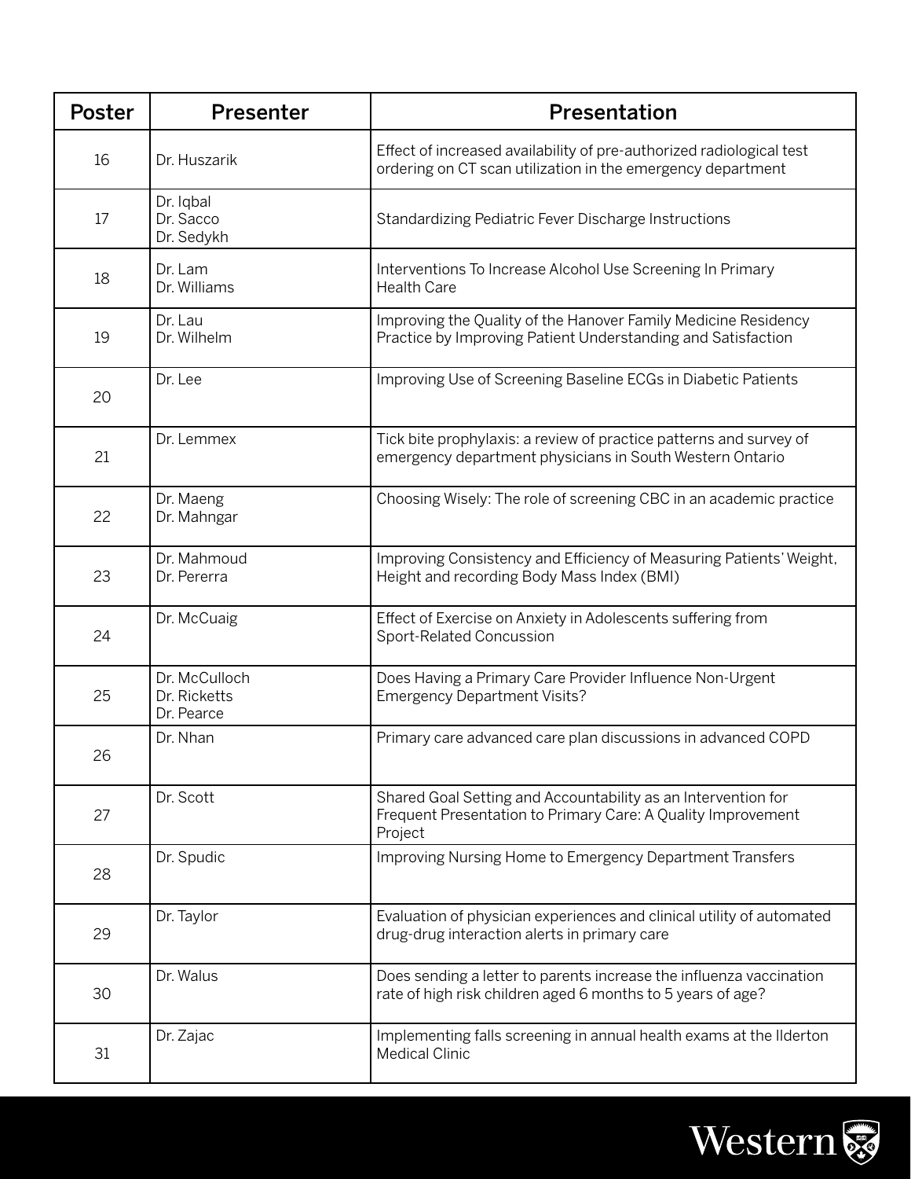| Poster | Presenter | Presentation |
| --- | --- | --- |
| 16 | Dr. Huszarik | Effect of increased availability of pre-authorized radiological test ordering on CT scan utilization in the emergency department |
| 17 | Dr. Iqbal<br>Dr. Sacco<br>Dr. Sedykh | Standardizing Pediatric Fever Discharge Instructions |
| 18 | Dr. Lam<br>Dr. Williams | Interventions To Increase Alcohol Use Screening In Primary Health Care |
| 19 | Dr. Lau<br>Dr. Wilhelm | Improving the Quality of the Hanover Family Medicine Residency Practice by Improving Patient Understanding and Satisfaction |
| 20 | Dr. Lee | Improving Use of Screening Baseline ECGs in Diabetic Patients |
| 21 | Dr. Lemmex | Tick bite prophylaxis: a review of practice patterns and survey of emergency department physicians in South Western Ontario |
| 22 | Dr. Maeng<br>Dr. Mahngar | Choosing Wisely: The role of screening CBC in an academic practice |
| 23 | Dr. Mahmoud<br>Dr. Pererra | Improving Consistency and Efficiency of Measuring Patients' Weight, Height and recording Body Mass Index (BMI) |
| 24 | Dr. McCuaig | Effect of Exercise on Anxiety in Adolescents suffering from Sport-Related Concussion |
| 25 | Dr. McCulloch<br>Dr. Ricketts<br>Dr. Pearce | Does Having a Primary Care Provider Influence Non-Urgent Emergency Department Visits? |
| 26 | Dr. Nhan | Primary care advanced care plan discussions in advanced COPD |
| 27 | Dr. Scott | Shared Goal Setting and Accountability as an Intervention for Frequent Presentation to Primary Care: A Quality Improvement Project |
| 28 | Dr. Spudic | Improving Nursing Home to Emergency Department Transfers |
| 29 | Dr. Taylor | Evaluation of physician experiences and clinical utility of automated drug-drug interaction alerts in primary care |
| 30 | Dr. Walus | Does sending a letter to parents increase the influenza vaccination rate of high risk children aged 6 months to 5 years of age? |
| 31 | Dr. Zajac | Implementing falls screening in annual health exams at the Ilderton Medical Clinic |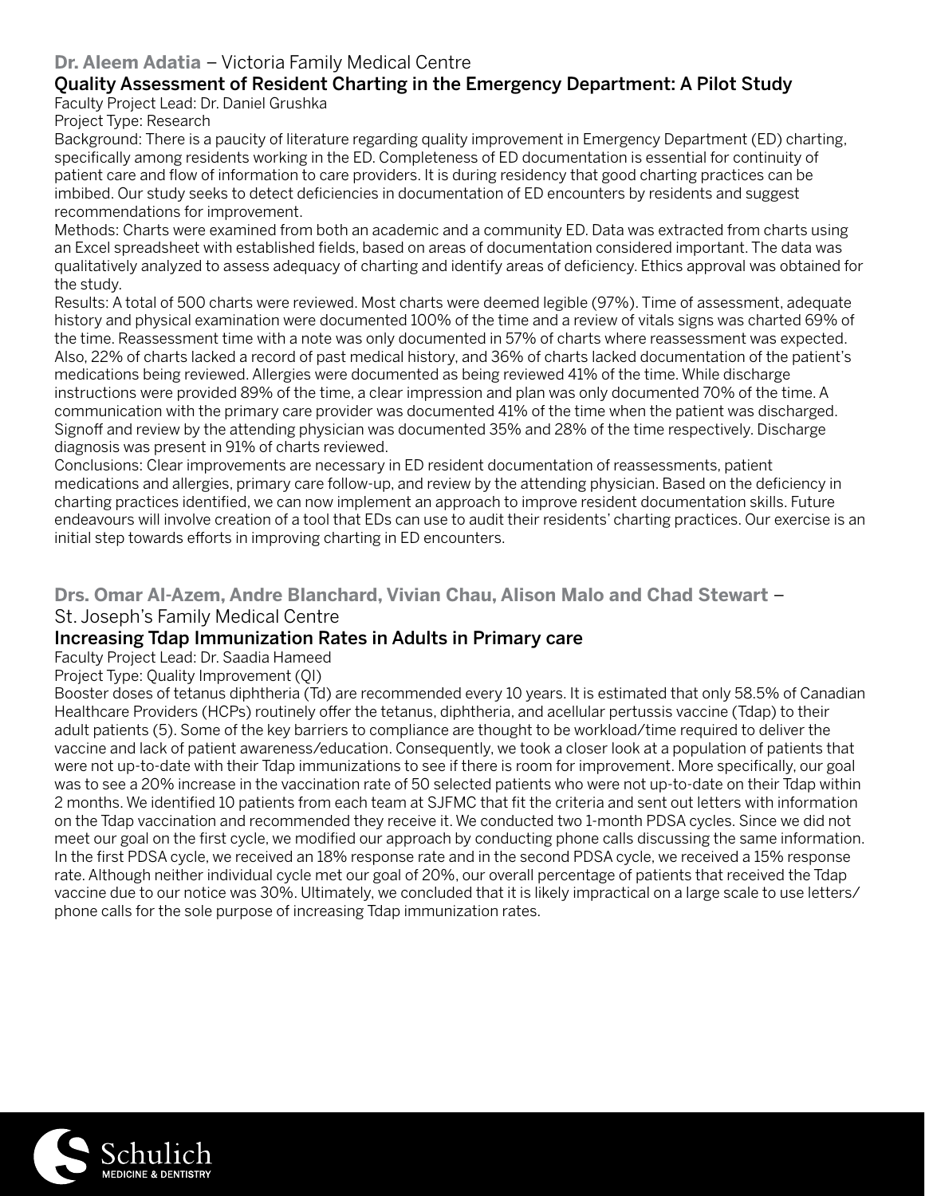**Dr. Aleem Adatia** – Victoria Family Medical Centre

### Quality Assessment of Resident Charting in the Emergency Department: A Pilot Study

Faculty Project Lead: Dr. Daniel Grushka

Project Type: Research

Background: There is a paucity of literature regarding quality improvement in Emergency Department (ED) charting, specifically among residents working in the ED. Completeness of ED documentation is essential for continuity of patient care and flow of information to care providers. It is during residency that good charting practices can be imbibed. Our study seeks to detect deficiencies in documentation of ED encounters by residents and suggest recommendations for improvement.

Methods: Charts were examined from both an academic and a community ED. Data was extracted from charts using an Excel spreadsheet with established fields, based on areas of documentation considered important. The data was qualitatively analyzed to assess adequacy of charting and identify areas of deficiency. Ethics approval was obtained for the study.

Results: A total of 500 charts were reviewed. Most charts were deemed legible (97%). Time of assessment, adequate history and physical examination were documented 100% of the time and a review of vitals signs was charted 69% of the time. Reassessment time with a note was only documented in 57% of charts where reassessment was expected. Also, 22% of charts lacked a record of past medical history, and 36% of charts lacked documentation of the patient's medications being reviewed. Allergies were documented as being reviewed 41% of the time. While discharge instructions were provided 89% of the time, a clear impression and plan was only documented 70% of the time. A communication with the primary care provider was documented 41% of the time when the patient was discharged. Signoff and review by the attending physician was documented 35% and 28% of the time respectively. Discharge diagnosis was present in 91% of charts reviewed.

Conclusions: Clear improvements are necessary in ED resident documentation of reassessments, patient medications and allergies, primary care follow-up, and review by the attending physician. Based on the deficiency in charting practices identified, we can now implement an approach to improve resident documentation skills. Future endeavours will involve creation of a tool that EDs can use to audit their residents' charting practices. Our exercise is an initial step towards efforts in improving charting in ED encounters.

**Drs. Omar Al-Azem, Andre Blanchard, Vivian Chau, Alison Malo and Chad Stewart** – St. Joseph's Family Medical Centre

### Increasing Tdap Immunization Rates in Adults in Primary care

Faculty Project Lead: Dr. Saadia Hameed

Project Type: Quality Improvement (QI)

Booster doses of tetanus diphtheria (Td) are recommended every 10 years. It is estimated that only 58.5% of Canadian Healthcare Providers (HCPs) routinely offer the tetanus, diphtheria, and acellular pertussis vaccine (Tdap) to their adult patients (5). Some of the key barriers to compliance are thought to be workload/time required to deliver the vaccine and lack of patient awareness/education. Consequently, we took a closer look at a population of patients that were not up-to-date with their Tdap immunizations to see if there is room for improvement. More specifically, our goal was to see a 20% increase in the vaccination rate of 50 selected patients who were not up-to-date on their Tdap within 2 months. We identified 10 patients from each team at SJFMC that fit the criteria and sent out letters with information on the Tdap vaccination and recommended they receive it. We conducted two 1-month PDSA cycles. Since we did not meet our goal on the first cycle, we modified our approach by conducting phone calls discussing the same information. In the first PDSA cycle, we received an 18% response rate and in the second PDSA cycle, we received a 15% response rate. Although neither individual cycle met our goal of 20%, our overall percentage of patients that received the Tdap vaccine due to our notice was 30%. Ultimately, we concluded that it is likely impractical on a large scale to use letters/phone calls for the sole purpose of increasing Tdap immunization rates.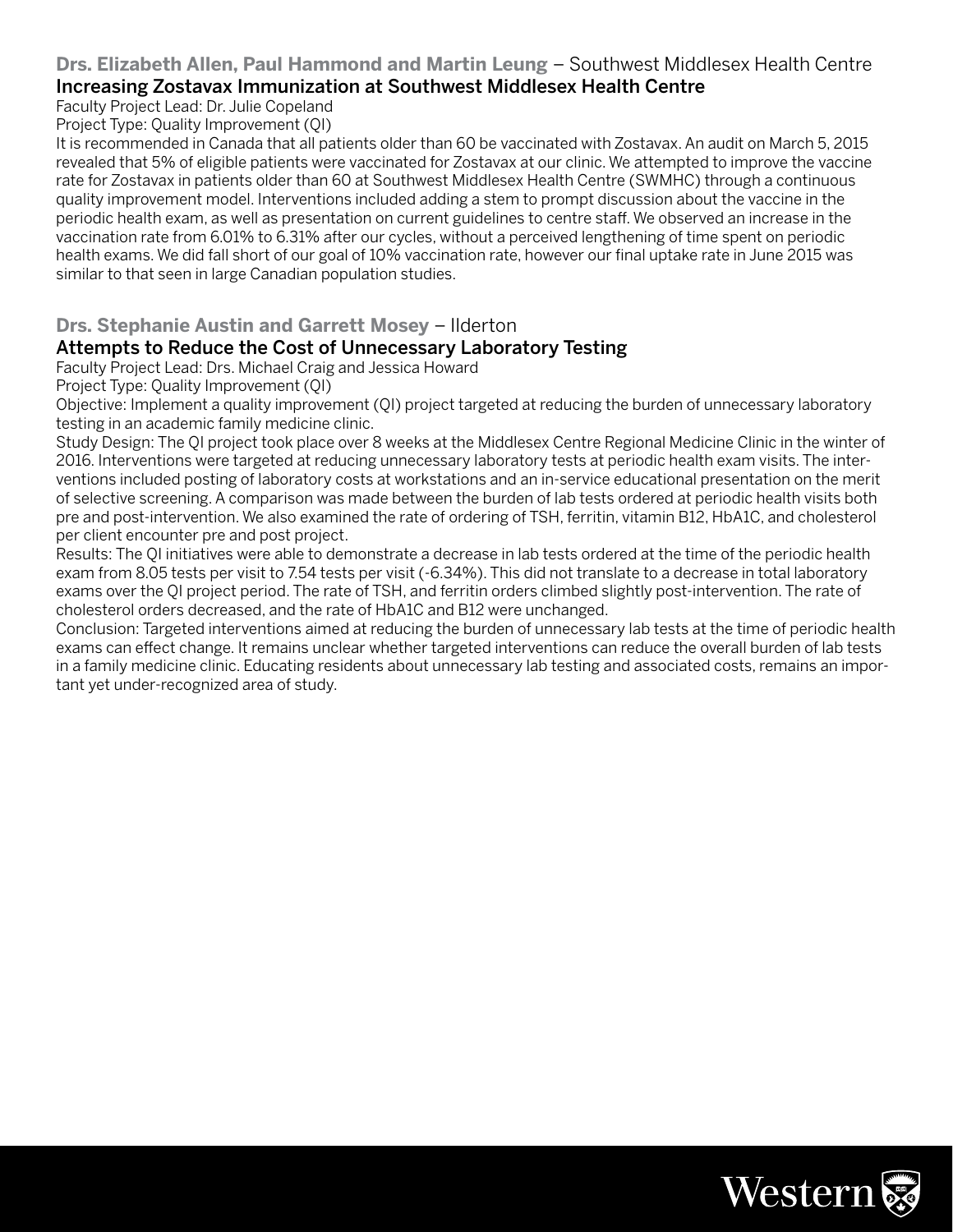**Drs. Elizabeth Allen, Paul Hammond and Martin Leung** – Southwest Middlesex Health Centre

### Increasing Zostavax Immunization at Southwest Middlesex Health Centre

Faculty Project Lead: Dr. Julie Copeland

Project Type: Quality Improvement (QI)

It is recommended in Canada that all patients older than 60 be vaccinated with Zostavax. An audit on March 5, 2015 revealed that 5% of eligible patients were vaccinated for Zostavax at our clinic. We attempted to improve the vaccine rate for Zostavax in patients older than 60 at Southwest Middlesex Health Centre (SWMHC) through a continuous quality improvement model. Interventions included adding a stem to prompt discussion about the vaccine in the periodic health exam, as well as presentation on current guidelines to centre staff. We observed an increase in the vaccination rate from 6.01% to 6.31% after our cycles, without a perceived lengthening of time spent on periodic health exams. We did fall short of our goal of 10% vaccination rate, however our final uptake rate in June 2015 was similar to that seen in large Canadian population studies.

**Drs. Stephanie Austin and Garrett Mosey** – Ilderton

### Attempts to Reduce the Cost of Unnecessary Laboratory Testing

Faculty Project Lead: Drs. Michael Craig and Jessica Howard

Project Type: Quality Improvement (QI)

Objective: Implement a quality improvement (QI) project targeted at reducing the burden of unnecessary laboratory testing in an academic family medicine clinic.

Study Design: The QI project took place over 8 weeks at the Middlesex Centre Regional Medicine Clinic in the winter of 2016. Interventions were targeted at reducing unnecessary laboratory tests at periodic health exam visits. The interventions included posting of laboratory costs at workstations and an in-service educational presentation on the merit of selective screening. A comparison was made between the burden of lab tests ordered at periodic health visits both pre and post-intervention. We also examined the rate of ordering of TSH, ferritin, vitamin B12, HbA1C, and cholesterol per client encounter pre and post project.

Results: The QI initiatives were able to demonstrate a decrease in lab tests ordered at the time of the periodic health exam from 8.05 tests per visit to 7.54 tests per visit (-6.34%). This did not translate to a decrease in total laboratory exams over the QI project period. The rate of TSH, and ferritin orders climbed slightly post-intervention. The rate of cholesterol orders decreased, and the rate of HbA1C and B12 were unchanged.

Conclusion: Targeted interventions aimed at reducing the burden of unnecessary lab tests at the time of periodic health exams can effect change. It remains unclear whether targeted interventions can reduce the overall burden of lab tests in a family medicine clinic. Educating residents about unnecessary lab testing and associated costs, remains an important yet under-recognized area of study.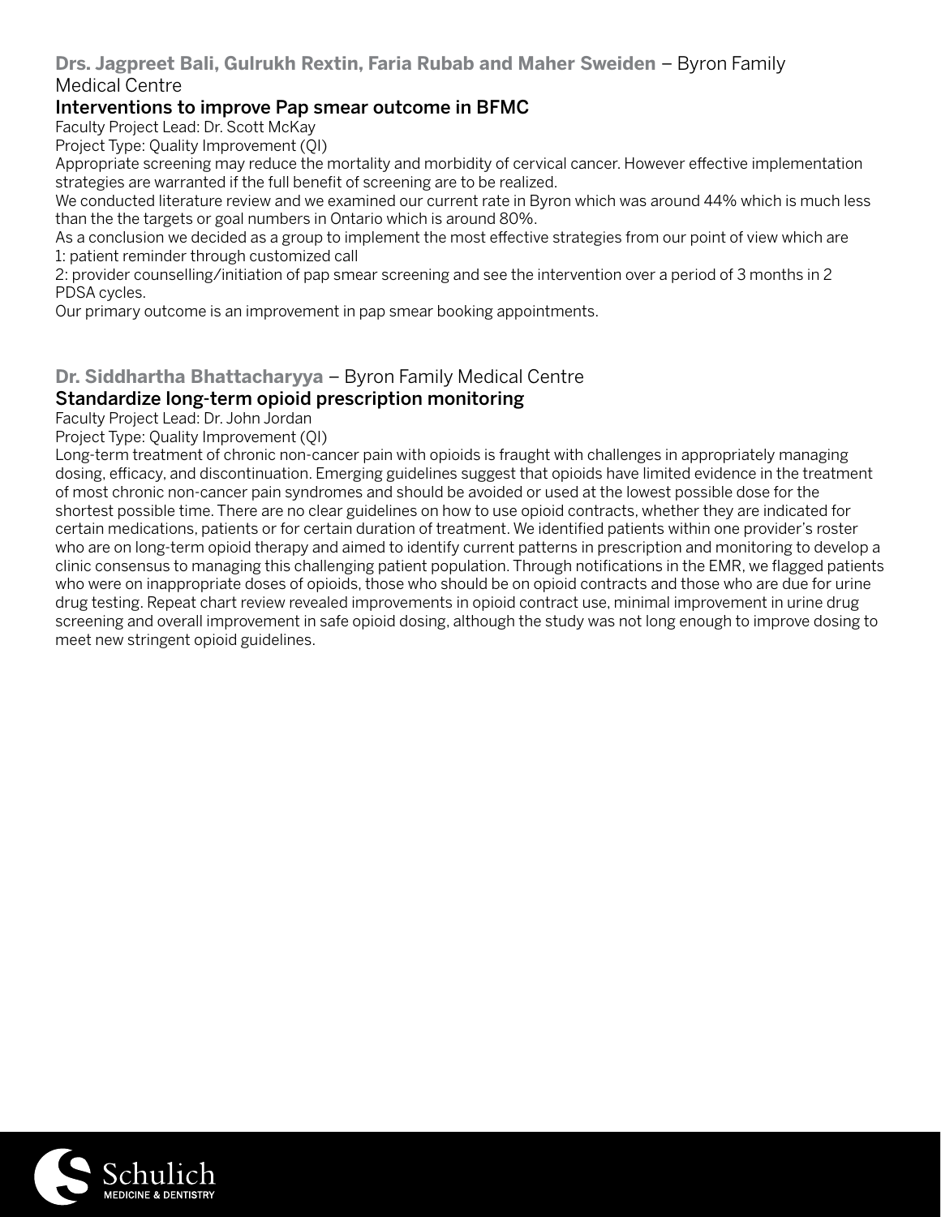**Drs. Jagpreet Bali, Gulrukh Rextin, Faria Rubab and Maher Sweiden** – Byron Family Medical Centre

### Interventions to improve Pap smear outcome in BFMC

Faculty Project Lead: Dr. Scott McKay

Project Type: Quality Improvement (QI)

Appropriate screening may reduce the mortality and morbidity of cervical cancer. However effective implementation strategies are warranted if the full benefit of screening are to be realized.

We conducted literature review and we examined our current rate in Byron which was around 44% which is much less than the the targets or goal numbers in Ontario which is around 80%.

As a conclusion we decided as a group to implement the most effective strategies from our point of view which are
1: patient reminder through customized call
2: provider counselling/initiation of pap smear screening and see the intervention over a period of 3 months in 2 PDSA cycles.

Our primary outcome is an improvement in pap smear booking appointments.

**Dr. Siddhartha Bhattacharyya** – Byron Family Medical Centre

### Standardize long-term opioid prescription monitoring

Faculty Project Lead: Dr. John Jordan

Project Type: Quality Improvement (QI)

Long-term treatment of chronic non-cancer pain with opioids is fraught with challenges in appropriately managing dosing, efficacy, and discontinuation. Emerging guidelines suggest that opioids have limited evidence in the treatment of most chronic non-cancer pain syndromes and should be avoided or used at the lowest possible dose for the shortest possible time. There are no clear guidelines on how to use opioid contracts, whether they are indicated for certain medications, patients or for certain duration of treatment. We identified patients within one provider's roster who are on long-term opioid therapy and aimed to identify current patterns in prescription and monitoring to develop a clinic consensus to managing this challenging patient population. Through notifications in the EMR, we flagged patients who were on inappropriate doses of opioids, those who should be on opioid contracts and those who are due for urine drug testing. Repeat chart review revealed improvements in opioid contract use, minimal improvement in urine drug screening and overall improvement in safe opioid dosing, although the study was not long enough to improve dosing to meet new stringent opioid guidelines.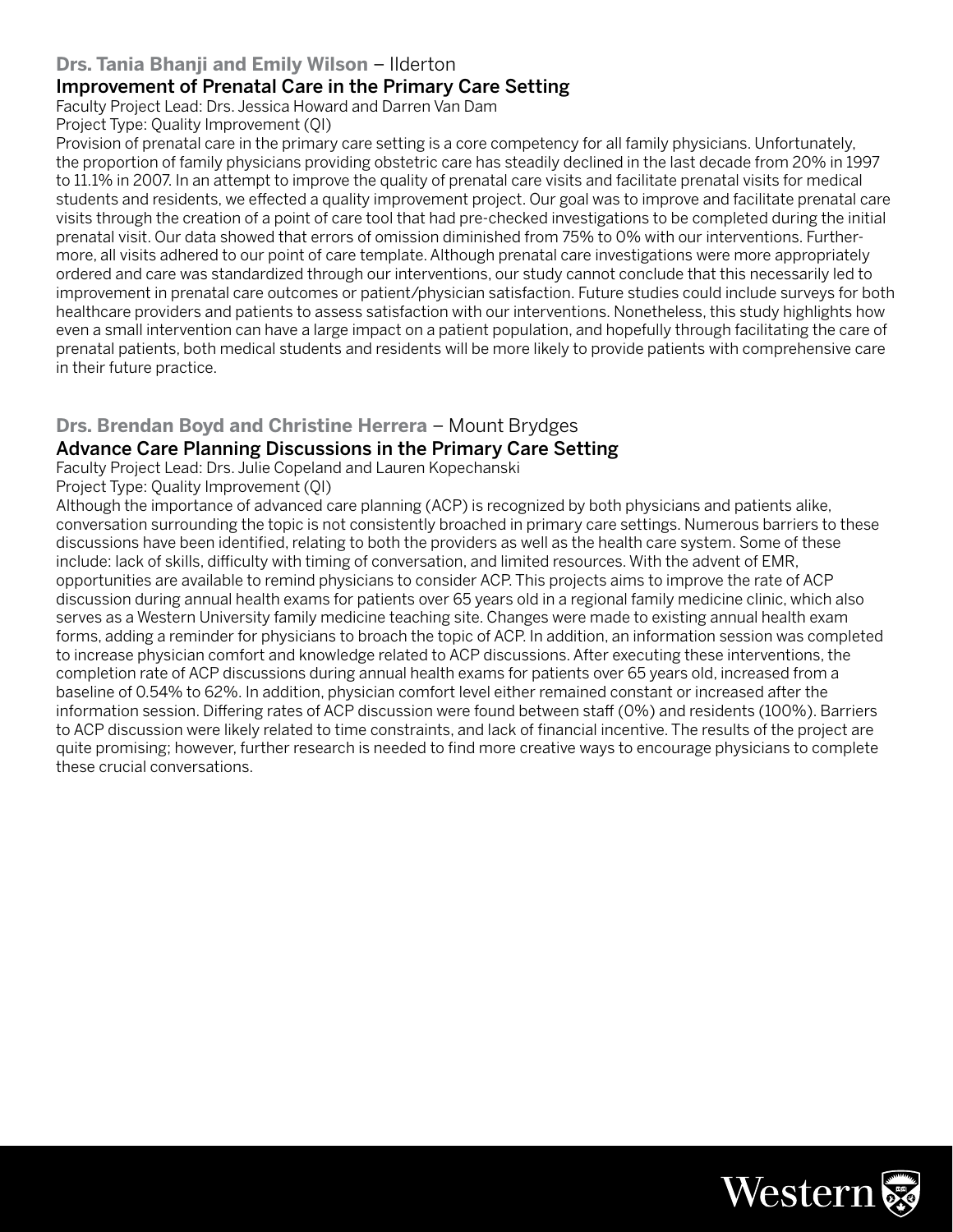**Drs. Tania Bhanji and Emily Wilson** – Ilderton

### Improvement of Prenatal Care in the Primary Care Setting

Faculty Project Lead: Drs. Jessica Howard and Darren Van Dam

Project Type: Quality Improvement (QI)

Provision of prenatal care in the primary care setting is a core competency for all family physicians. Unfortunately, the proportion of family physicians providing obstetric care has steadily declined in the last decade from 20% in 1997 to 11.1% in 2007. In an attempt to improve the quality of prenatal care visits and facilitate prenatal visits for medical students and residents, we effected a quality improvement project. Our goal was to improve and facilitate prenatal care visits through the creation of a point of care tool that had pre-checked investigations to be completed during the initial prenatal visit. Our data showed that errors of omission diminished from 75% to 0% with our interventions. Furthermore, all visits adhered to our point of care template. Although prenatal care investigations were more appropriately ordered and care was standardized through our interventions, our study cannot conclude that this necessarily led to improvement in prenatal care outcomes or patient/physician satisfaction. Future studies could include surveys for both healthcare providers and patients to assess satisfaction with our interventions. Nonetheless, this study highlights how even a small intervention can have a large impact on a patient population, and hopefully through facilitating the care of prenatal patients, both medical students and residents will be more likely to provide patients with comprehensive care in their future practice.

**Drs. Brendan Boyd and Christine Herrera** – Mount Brydges

### Advance Care Planning Discussions in the Primary Care Setting

Faculty Project Lead: Drs. Julie Copeland and Lauren Kopechanski

Project Type: Quality Improvement (QI)

Although the importance of advanced care planning (ACP) is recognized by both physicians and patients alike, conversation surrounding the topic is not consistently broached in primary care settings. Numerous barriers to these discussions have been identified, relating to both the providers as well as the health care system. Some of these include: lack of skills, difficulty with timing of conversation, and limited resources. With the advent of EMR, opportunities are available to remind physicians to consider ACP. This projects aims to improve the rate of ACP discussion during annual health exams for patients over 65 years old in a regional family medicine clinic, which also serves as a Western University family medicine teaching site. Changes were made to existing annual health exam forms, adding a reminder for physicians to broach the topic of ACP. In addition, an information session was completed to increase physician comfort and knowledge related to ACP discussions. After executing these interventions, the completion rate of ACP discussions during annual health exams for patients over 65 years old, increased from a baseline of 0.54% to 62%. In addition, physician comfort level either remained constant or increased after the information session. Differing rates of ACP discussion were found between staff (0%) and residents (100%). Barriers to ACP discussion were likely related to time constraints, and lack of financial incentive. The results of the project are quite promising; however, further research is needed to find more creative ways to encourage physicians to complete these crucial conversations.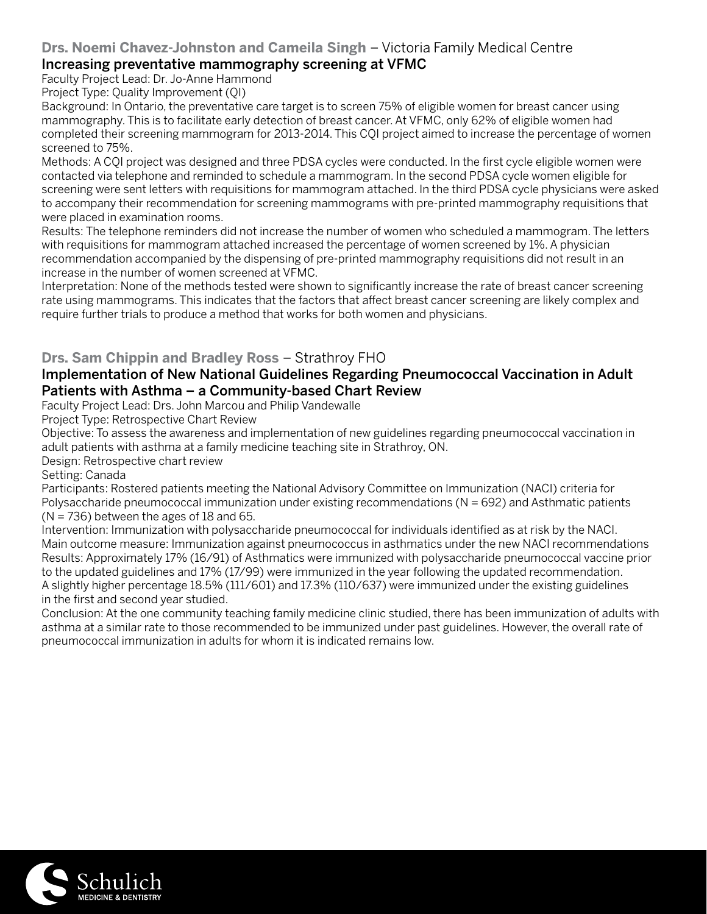**Drs. Noemi Chavez-Johnston and Cameila Singh** – Victoria Family Medical Centre

### Increasing preventative mammography screening at VFMC

Faculty Project Lead: Dr. Jo-Anne Hammond

Project Type: Quality Improvement (QI)

Background: In Ontario, the preventative care target is to screen 75% of eligible women for breast cancer using mammography. This is to facilitate early detection of breast cancer. At VFMC, only 62% of eligible women had completed their screening mammogram for 2013-2014. This CQI project aimed to increase the percentage of women screened to 75%.

Methods: A CQI project was designed and three PDSA cycles were conducted. In the first cycle eligible women were contacted via telephone and reminded to schedule a mammogram. In the second PDSA cycle women eligible for screening were sent letters with requisitions for mammogram attached. In the third PDSA cycle physicians were asked to accompany their recommendation for screening mammograms with pre-printed mammography requisitions that were placed in examination rooms.

Results: The telephone reminders did not increase the number of women who scheduled a mammogram. The letters with requisitions for mammogram attached increased the percentage of women screened by 1%. A physician recommendation accompanied by the dispensing of pre-printed mammography requisitions did not result in an increase in the number of women screened at VFMC.

Interpretation: None of the methods tested were shown to significantly increase the rate of breast cancer screening rate using mammograms. This indicates that the factors that affect breast cancer screening are likely complex and require further trials to produce a method that works for both women and physicians.

**Drs. Sam Chippin and Bradley Ross** – Strathroy FHO

### Implementation of New National Guidelines Regarding Pneumococcal Vaccination in Adult Patients with Asthma – a Community-based Chart Review

Faculty Project Lead: Drs. John Marcou and Philip Vandewalle

Project Type: Retrospective Chart Review

Objective: To assess the awareness and implementation of new guidelines regarding pneumococcal vaccination in adult patients with asthma at a family medicine teaching site in Strathroy, ON.

Design: Retrospective chart review

Setting: Canada

Participants: Rostered patients meeting the National Advisory Committee on Immunization (NACI) criteria for Polysaccharide pneumococcal immunization under existing recommendations (N = 692) and Asthmatic patients (N = 736) between the ages of 18 and 65.

Intervention: Immunization with polysaccharide pneumococcal for individuals identified as at risk by the NACI.

Main outcome measure: Immunization against pneumococcus in asthmatics under the new NACI recommendations

Results: Approximately 17% (16/91) of Asthmatics were immunized with polysaccharide pneumococcal vaccine prior to the updated guidelines and 17% (17/99) were immunized in the year following the updated recommendation. A slightly higher percentage 18.5% (111/601) and 17.3% (110/637) were immunized under the existing guidelines in the first and second year studied.

Conclusion: At the one community teaching family medicine clinic studied, there has been immunization of adults with asthma at a similar rate to those recommended to be immunized under past guidelines. However, the overall rate of pneumococcal immunization in adults for whom it is indicated remains low.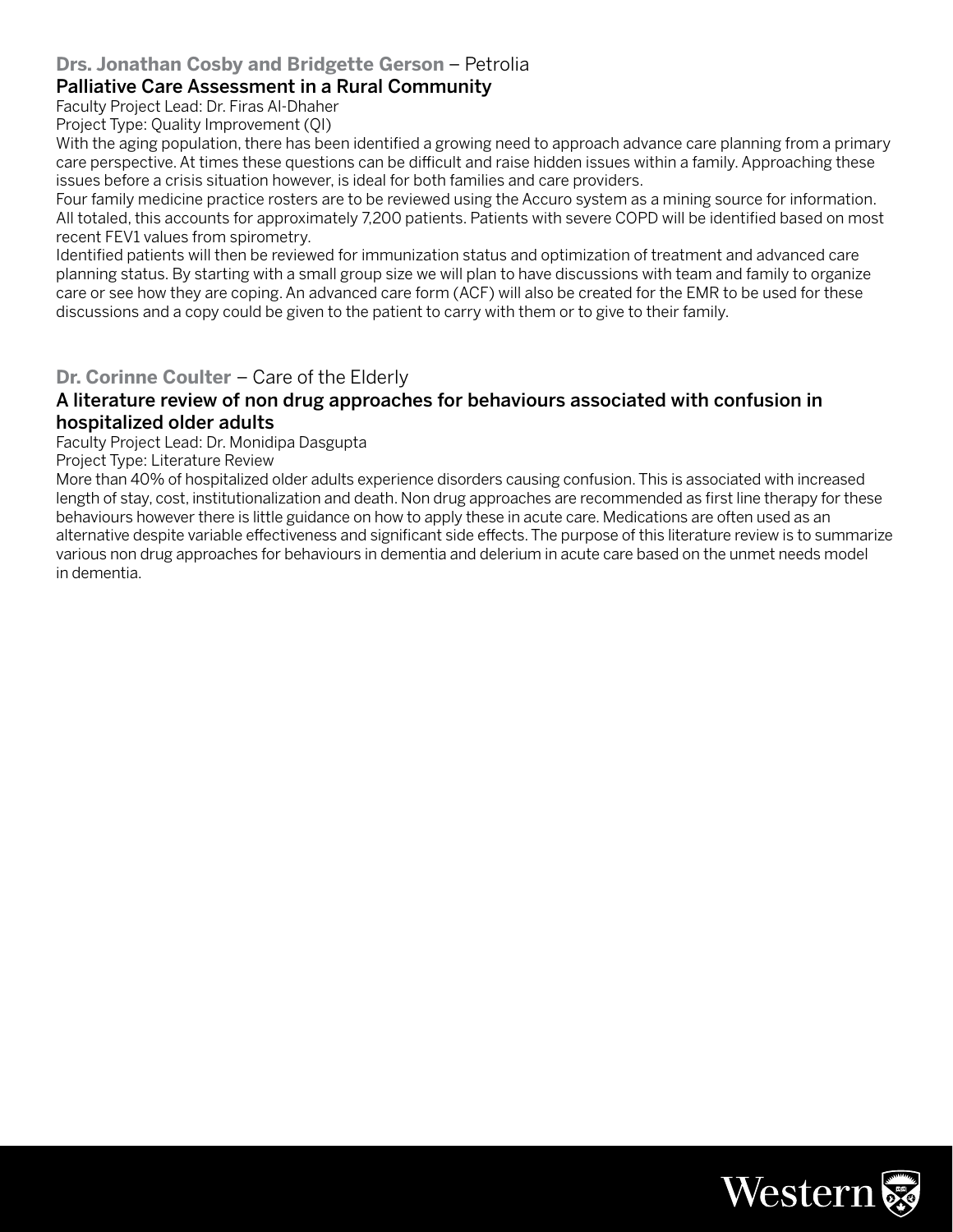**Drs. Jonathan Cosby and Bridgette Gerson** – Petrolia

### Palliative Care Assessment in a Rural Community

Faculty Project Lead: Dr. Firas Al-Dhaher

Project Type: Quality Improvement (QI)

With the aging population, there has been identified a growing need to approach advance care planning from a primary care perspective. At times these questions can be difficult and raise hidden issues within a family. Approaching these issues before a crisis situation however, is ideal for both families and care providers.

Four family medicine practice rosters are to be reviewed using the Accuro system as a mining source for information. All totaled, this accounts for approximately 7,200 patients. Patients with severe COPD will be identified based on most recent FEV1 values from spirometry.

Identified patients will then be reviewed for immunization status and optimization of treatment and advanced care planning status. By starting with a small group size we will plan to have discussions with team and family to organize care or see how they are coping. An advanced care form (ACF) will also be created for the EMR to be used for these discussions and a copy could be given to the patient to carry with them or to give to their family.

**Dr. Corinne Coulter** – Care of the Elderly

### A literature review of non drug approaches for behaviours associated with confusion in hospitalized older adults

Faculty Project Lead: Dr. Monidipa Dasgupta

Project Type: Literature Review

More than 40% of hospitalized older adults experience disorders causing confusion. This is associated with increased length of stay, cost, institutionalization and death. Non drug approaches are recommended as first line therapy for these behaviours however there is little guidance on how to apply these in acute care. Medications are often used as an alternative despite variable effectiveness and significant side effects. The purpose of this literature review is to summarize various non drug approaches for behaviours in dementia and delerium in acute care based on the unmet needs model in dementia.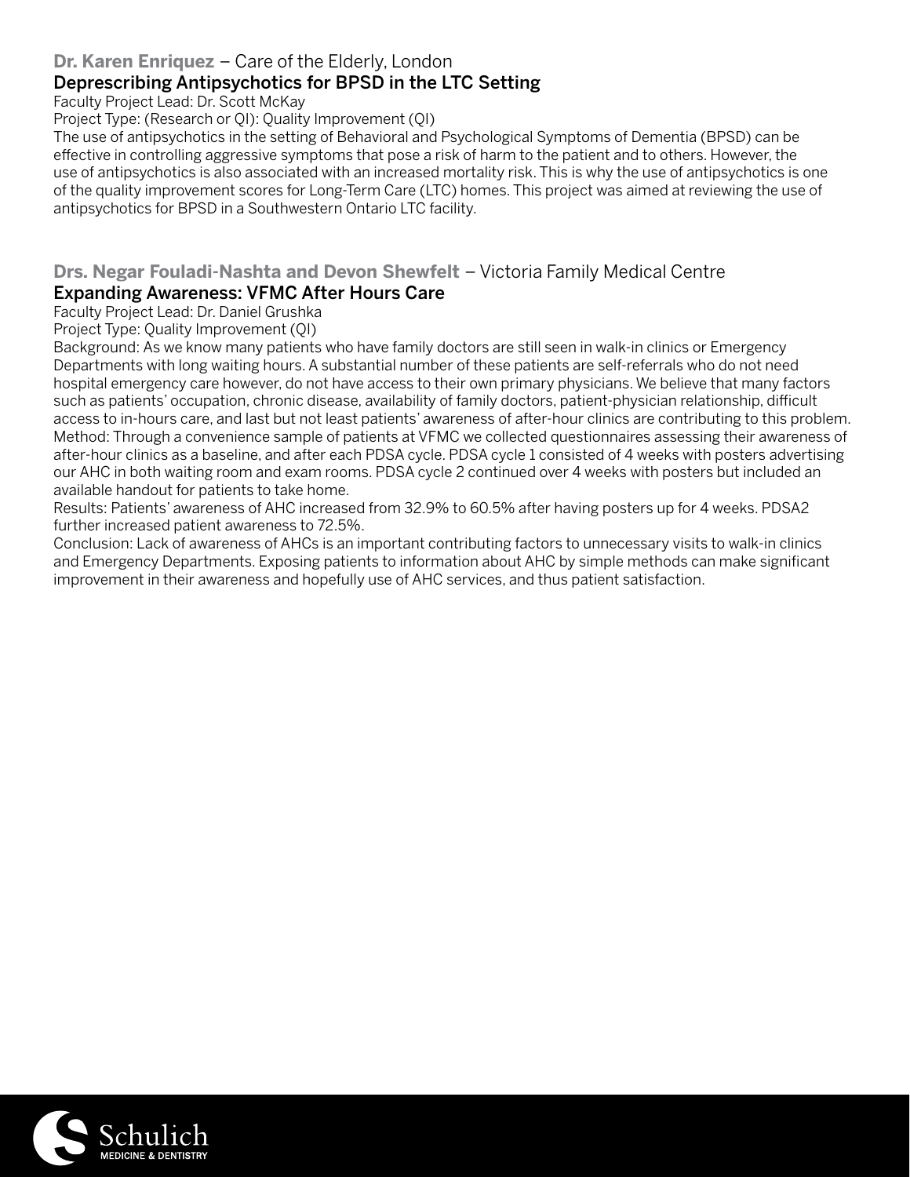**Dr. Karen Enriquez** – Care of the Elderly, London

### Deprescribing Antipsychotics for BPSD in the LTC Setting

Faculty Project Lead: Dr. Scott McKay

Project Type: (Research or QI): Quality Improvement (QI)

The use of antipsychotics in the setting of Behavioral and Psychological Symptoms of Dementia (BPSD) can be effective in controlling aggressive symptoms that pose a risk of harm to the patient and to others. However, the use of antipsychotics is also associated with an increased mortality risk. This is why the use of antipsychotics is one of the quality improvement scores for Long-Term Care (LTC) homes. This project was aimed at reviewing the use of antipsychotics for BPSD in a Southwestern Ontario LTC facility.

**Drs. Negar Fouladi-Nashta and Devon Shewfelt** – Victoria Family Medical Centre

### Expanding Awareness: VFMC After Hours Care

Faculty Project Lead: Dr. Daniel Grushka

Project Type: Quality Improvement (QI)

Background: As we know many patients who have family doctors are still seen in walk-in clinics or Emergency Departments with long waiting hours. A substantial number of these patients are self-referrals who do not need hospital emergency care however, do not have access to their own primary physicians. We believe that many factors such as patients' occupation, chronic disease, availability of family doctors, patient-physician relationship, difficult access to in-hours care, and last but not least patients' awareness of after-hour clinics are contributing to this problem.

Method: Through a convenience sample of patients at VFMC we collected questionnaires assessing their awareness of after-hour clinics as a baseline, and after each PDSA cycle. PDSA cycle 1 consisted of 4 weeks with posters advertising our AHC in both waiting room and exam rooms. PDSA cycle 2 continued over 4 weeks with posters but included an available handout for patients to take home.

Results: Patients' awareness of AHC increased from 32.9% to 60.5% after having posters up for 4 weeks. PDSA2 further increased patient awareness to 72.5%.

Conclusion: Lack of awareness of AHCs is an important contributing factors to unnecessary visits to walk-in clinics and Emergency Departments. Exposing patients to information about AHC by simple methods can make significant improvement in their awareness and hopefully use of AHC services, and thus patient satisfaction.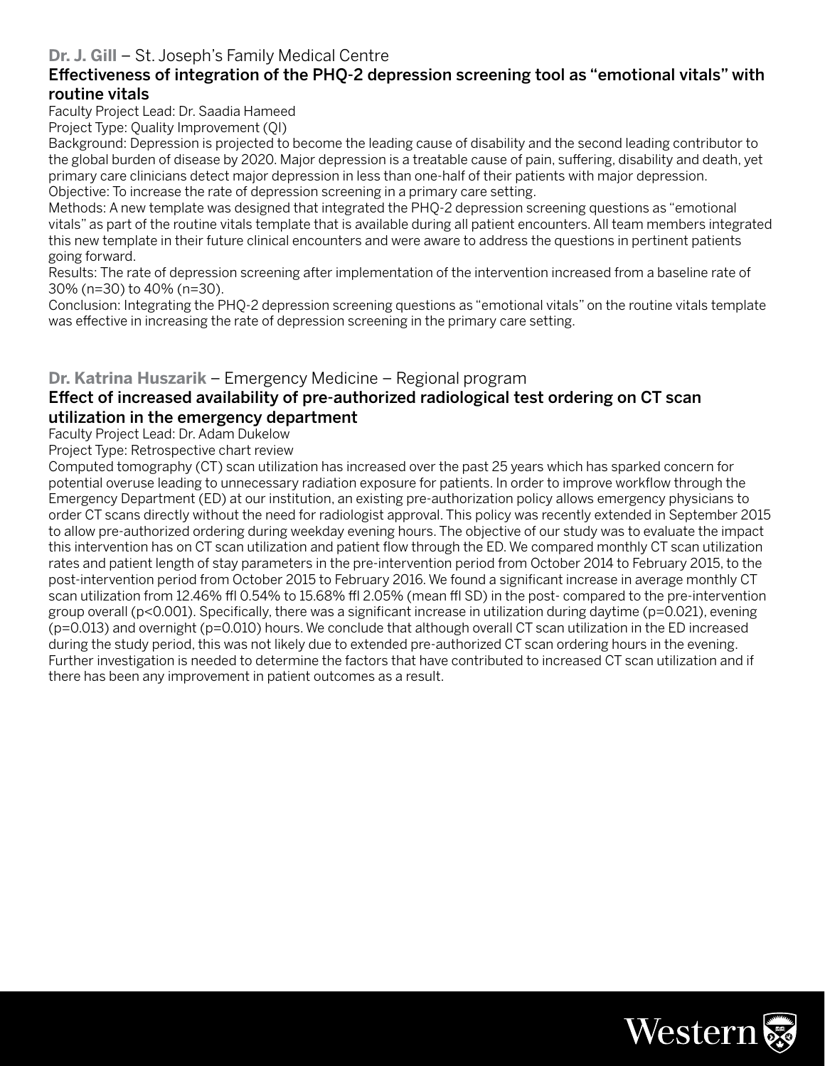**Dr. J. Gill** – St. Joseph's Family Medical Centre

### Effectiveness of integration of the PHQ-2 depression screening tool as "emotional vitals" with routine vitals

Faculty Project Lead: Dr. Saadia Hameed

Project Type: Quality Improvement (QI)

Background: Depression is projected to become the leading cause of disability and the second leading contributor to the global burden of disease by 2020. Major depression is a treatable cause of pain, suffering, disability and death, yet primary care clinicians detect major depression in less than one-half of their patients with major depression.

Objective: To increase the rate of depression screening in a primary care setting.

Methods: A new template was designed that integrated the PHQ-2 depression screening questions as "emotional vitals" as part of the routine vitals template that is available during all patient encounters. All team members integrated this new template in their future clinical encounters and were aware to address the questions in pertinent patients going forward.

Results: The rate of depression screening after implementation of the intervention increased from a baseline rate of 30% (n=30) to 40% (n=30).

Conclusion: Integrating the PHQ-2 depression screening questions as "emotional vitals" on the routine vitals template was effective in increasing the rate of depression screening in the primary care setting.

**Dr. Katrina Huszarik** – Emergency Medicine – Regional program

### Effect of increased availability of pre-authorized radiological test ordering on CT scan utilization in the emergency department

Faculty Project Lead: Dr. Adam Dukelow

Project Type: Retrospective chart review

Computed tomography (CT) scan utilization has increased over the past 25 years which has sparked concern for potential overuse leading to unnecessary radiation exposure for patients. In order to improve workflow through the Emergency Department (ED) at our institution, an existing pre-authorization policy allows emergency physicians to order CT scans directly without the need for radiologist approval. This policy was recently extended in September 2015 to allow pre-authorized ordering during weekday evening hours. The objective of our study was to evaluate the impact this intervention has on CT scan utilization and patient flow through the ED. We compared monthly CT scan utilization rates and patient length of stay parameters in the pre-intervention period from October 2014 to February 2015, to the post-intervention period from October 2015 to February 2016. We found a significant increase in average monthly CT scan utilization from 12.46% ffl 0.54% to 15.68% ffl 2.05% (mean ffl SD) in the post- compared to the pre-intervention group overall ($p<0.001$). Specifically, there was a significant increase in utilization during daytime ($p=0.021$), evening ($p=0.013$) and overnight ($p=0.010$) hours. We conclude that although overall CT scan utilization in the ED increased during the study period, this was not likely due to extended pre-authorized CT scan ordering hours in the evening. Further investigation is needed to determine the factors that have contributed to increased CT scan utilization and if there has been any improvement in patient outcomes as a result.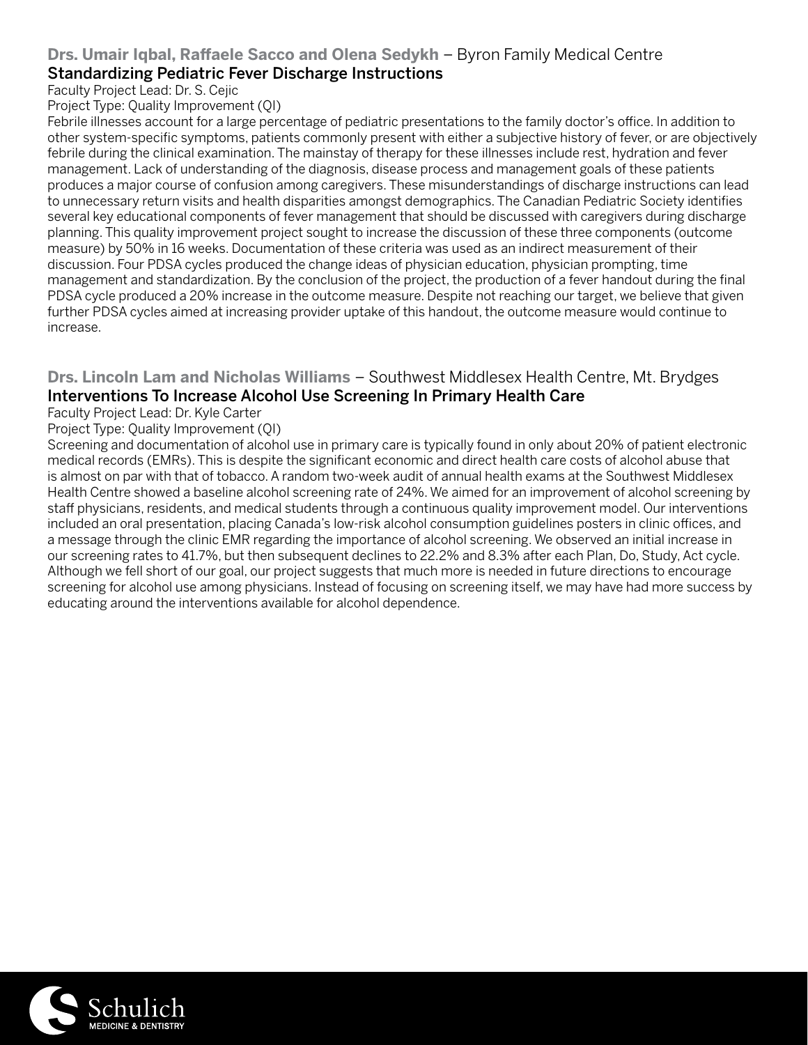**Drs. Umair Iqbal, Raffaele Sacco and Olena Sedykh** – Byron Family Medical Centre

### Standardizing Pediatric Fever Discharge Instructions

Faculty Project Lead: Dr. S. Cejic

Project Type: Quality Improvement (QI)

Febrile illnesses account for a large percentage of pediatric presentations to the family doctor's office. In addition to other system-specific symptoms, patients commonly present with either a subjective history of fever, or are objectively febrile during the clinical examination. The mainstay of therapy for these illnesses include rest, hydration and fever management. Lack of understanding of the diagnosis, disease process and management goals of these patients produces a major course of confusion among caregivers. These misunderstandings of discharge instructions can lead to unnecessary return visits and health disparities amongst demographics. The Canadian Pediatric Society identifies several key educational components of fever management that should be discussed with caregivers during discharge planning. This quality improvement project sought to increase the discussion of these three components (outcome measure) by 50% in 16 weeks. Documentation of these criteria was used as an indirect measurement of their discussion. Four PDSA cycles produced the change ideas of physician education, physician prompting, time management and standardization. By the conclusion of the project, the production of a fever handout during the final PDSA cycle produced a 20% increase in the outcome measure. Despite not reaching our target, we believe that given further PDSA cycles aimed at increasing provider uptake of this handout, the outcome measure would continue to increase.

**Drs. Lincoln Lam and Nicholas Williams** – Southwest Middlesex Health Centre, Mt. Brydges

### Interventions To Increase Alcohol Use Screening In Primary Health Care

Faculty Project Lead: Dr. Kyle Carter

Project Type: Quality Improvement (QI)

Screening and documentation of alcohol use in primary care is typically found in only about 20% of patient electronic medical records (EMRs). This is despite the significant economic and direct health care costs of alcohol abuse that is almost on par with that of tobacco. A random two-week audit of annual health exams at the Southwest Middlesex Health Centre showed a baseline alcohol screening rate of 24%. We aimed for an improvement of alcohol screening by staff physicians, residents, and medical students through a continuous quality improvement model. Our interventions included an oral presentation, placing Canada's low-risk alcohol consumption guidelines posters in clinic offices, and a message through the clinic EMR regarding the importance of alcohol screening. We observed an initial increase in our screening rates to 41.7%, but then subsequent declines to 22.2% and 8.3% after each Plan, Do, Study, Act cycle. Although we fell short of our goal, our project suggests that much more is needed in future directions to encourage screening for alcohol use among physicians. Instead of focusing on screening itself, we may have had more success by educating around the interventions available for alcohol dependence.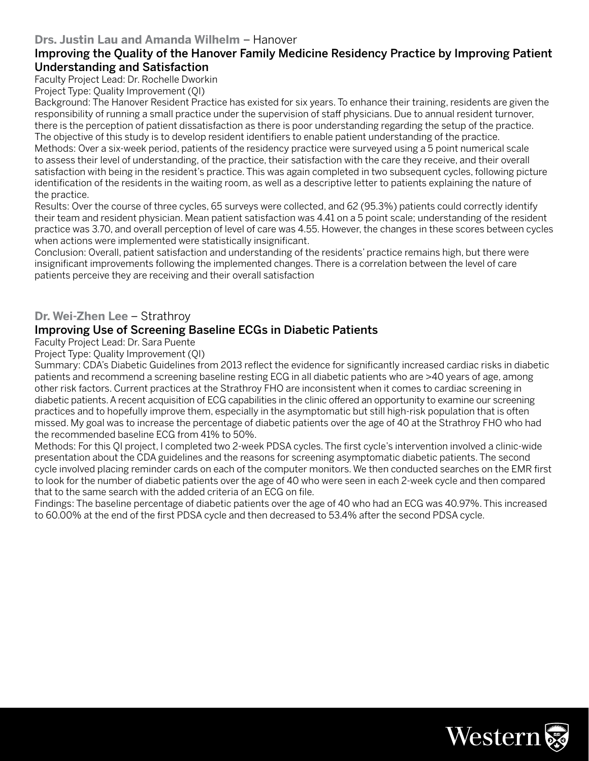**Drs. Justin Lau and Amanda Wilhelm** – Hanover

### Improving the Quality of the Hanover Family Medicine Residency Practice by Improving Patient Understanding and Satisfaction

Faculty Project Lead: Dr. Rochelle Dworkin

Project Type: Quality Improvement (QI)

Background: The Hanover Resident Practice has existed for six years. To enhance their training, residents are given the responsibility of running a small practice under the supervision of staff physicians. Due to annual resident turnover, there is the perception of patient dissatisfaction as there is poor understanding regarding the setup of the practice. The objective of this study is to develop resident identifiers to enable patient understanding of the practice.

Methods: Over a six-week period, patients of the residency practice were surveyed using a 5 point numerical scale to assess their level of understanding, of the practice, their satisfaction with the care they receive, and their overall satisfaction with being in the resident's practice. This was again completed in two subsequent cycles, following picture identification of the residents in the waiting room, as well as a descriptive letter to patients explaining the nature of the practice.

Results: Over the course of three cycles, 65 surveys were collected, and 62 (95.3%) patients could correctly identify their team and resident physician. Mean patient satisfaction was 4.41 on a 5 point scale; understanding of the resident practice was 3.70, and overall perception of level of care was 4.55. However, the changes in these scores between cycles when actions were implemented were statistically insignificant.

Conclusion: Overall, patient satisfaction and understanding of the residents' practice remains high, but there were insignificant improvements following the implemented changes. There is a correlation between the level of care patients perceive they are receiving and their overall satisfaction

**Dr. Wei-Zhen Lee** – Strathroy

### Improving Use of Screening Baseline ECGs in Diabetic Patients

Faculty Project Lead: Dr. Sara Puente

Project Type: Quality Improvement (QI)

Summary: CDA's Diabetic Guidelines from 2013 reflect the evidence for significantly increased cardiac risks in diabetic patients and recommend a screening baseline resting ECG in all diabetic patients who are >40 years of age, among other risk factors. Current practices at the Strathroy FHO are inconsistent when it comes to cardiac screening in diabetic patients. A recent acquisition of ECG capabilities in the clinic offered an opportunity to examine our screening practices and to hopefully improve them, especially in the asymptomatic but still high-risk population that is often missed. My goal was to increase the percentage of diabetic patients over the age of 40 at the Strathroy FHO who had the recommended baseline ECG from 41% to 50%.

Methods: For this QI project, I completed two 2-week PDSA cycles. The first cycle's intervention involved a clinic-wide presentation about the CDA guidelines and the reasons for screening asymptomatic diabetic patients. The second cycle involved placing reminder cards on each of the computer monitors. We then conducted searches on the EMR first to look for the number of diabetic patients over the age of 40 who were seen in each 2-week cycle and then compared that to the same search with the added criteria of an ECG on file.

Findings: The baseline percentage of diabetic patients over the age of 40 who had an ECG was 40.97%. This increased to 60.00% at the end of the first PDSA cycle and then decreased to 53.4% after the second PDSA cycle.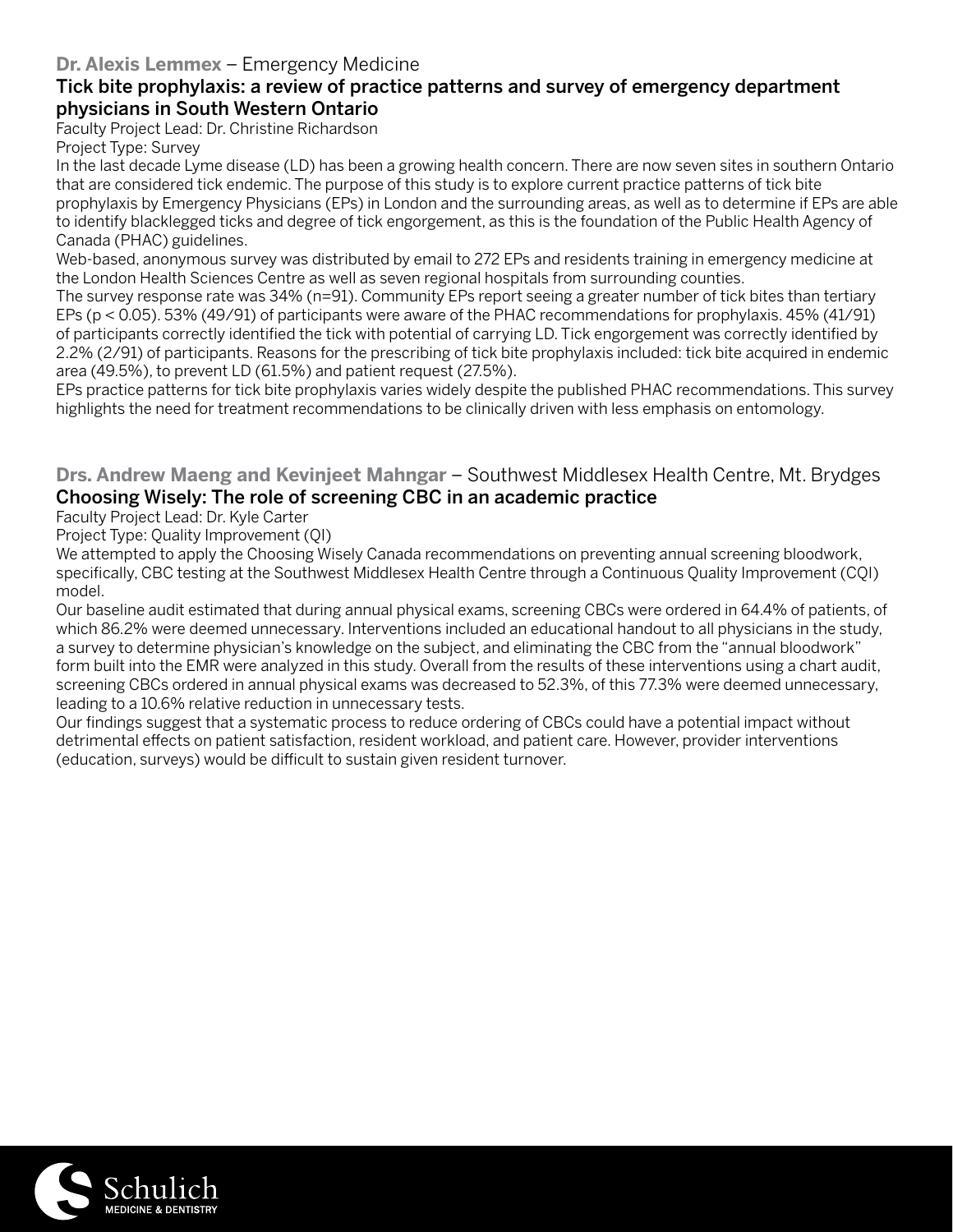**Dr. Alexis Lemmex** – Emergency Medicine

### Tick bite prophylaxis: a review of practice patterns and survey of emergency department physicians in South Western Ontario

Faculty Project Lead: Dr. Christine Richardson

Project Type: Survey

In the last decade Lyme disease (LD) has been a growing health concern. There are now seven sites in southern Ontario that are considered tick endemic. The purpose of this study is to explore current practice patterns of tick bite prophylaxis by Emergency Physicians (EPs) in London and the surrounding areas, as well as to determine if EPs are able to identify blacklegged ticks and degree of tick engorgement, as this is the foundation of the Public Health Agency of Canada (PHAC) guidelines.

Web-based, anonymous survey was distributed by email to 272 EPs and residents training in emergency medicine at the London Health Sciences Centre as well as seven regional hospitals from surrounding counties.

The survey response rate was 34% (n=91). Community EPs report seeing a greater number of tick bites than tertiary EPs ($p < 0.05$). 53% (49/91) of participants were aware of the PHAC recommendations for prophylaxis. 45% (41/91) of participants correctly identified the tick with potential of carrying LD. Tick engorgement was correctly identified by 2.2% (2/91) of participants. Reasons for the prescribing of tick bite prophylaxis included: tick bite acquired in endemic area (49.5%), to prevent LD (61.5%) and patient request (27.5%).

EPs practice patterns for tick bite prophylaxis varies widely despite the published PHAC recommendations. This survey highlights the need for treatment recommendations to be clinically driven with less emphasis on entomology.

**Drs. Andrew Maeng and Kevinjeet Mahngar** – Southwest Middlesex Health Centre, Mt. Brydges

### Choosing Wisely: The role of screening CBC in an academic practice

Faculty Project Lead: Dr. Kyle Carter

Project Type: Quality Improvement (QI)

We attempted to apply the Choosing Wisely Canada recommendations on preventing annual screening bloodwork, specifically, CBC testing at the Southwest Middlesex Health Centre through a Continuous Quality Improvement (CQI) model.

Our baseline audit estimated that during annual physical exams, screening CBCs were ordered in 64.4% of patients, of which 86.2% were deemed unnecessary. Interventions included an educational handout to all physicians in the study, a survey to determine physician's knowledge on the subject, and eliminating the CBC from the "annual bloodwork" form built into the EMR were analyzed in this study. Overall from the results of these interventions using a chart audit, screening CBCs ordered in annual physical exams was decreased to 52.3%, of this 77.3% were deemed unnecessary, leading to a 10.6% relative reduction in unnecessary tests.

Our findings suggest that a systematic process to reduce ordering of CBCs could have a potential impact without detrimental effects on patient satisfaction, resident workload, and patient care. However, provider interventions (education, surveys) would be difficult to sustain given resident turnover.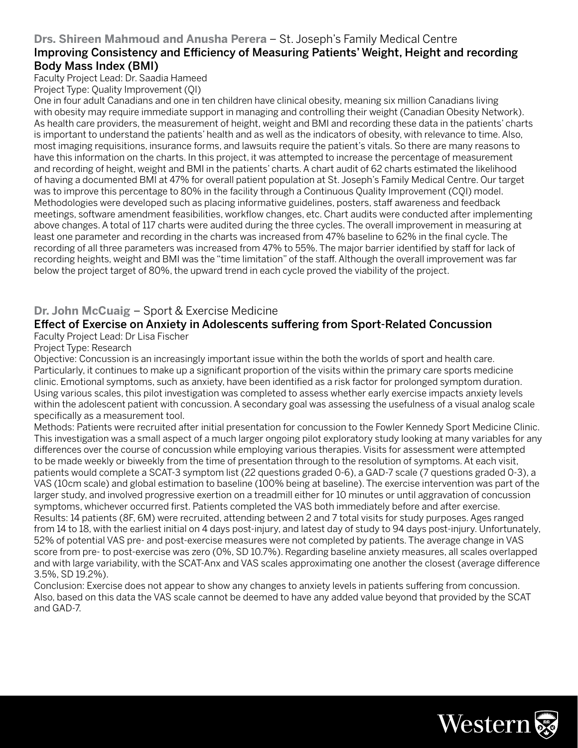**Drs. Shireen Mahmoud and Anusha Perera** – St. Joseph's Family Medical Centre

### Improving Consistency and Efficiency of Measuring Patients' Weight, Height and recording Body Mass Index (BMI)

Faculty Project Lead: Dr. Saadia Hameed
Project Type: Quality Improvement (QI)

One in four adult Canadians and one in ten children have clinical obesity, meaning six million Canadians living with obesity may require immediate support in managing and controlling their weight (Canadian Obesity Network). As health care providers, the measurement of height, weight and BMI and recording these data in the patients' charts is important to understand the patients' health and as well as the indicators of obesity, with relevance to time. Also, most imaging requisitions, insurance forms, and lawsuits require the patient's vitals. So there are many reasons to have this information on the charts. In this project, it was attempted to increase the percentage of measurement and recording of height, weight and BMI in the patients' charts. A chart audit of 62 charts estimated the likelihood of having a documented BMI at 47% for overall patient population at St. Joseph's Family Medical Centre. Our target was to improve this percentage to 80% in the facility through a Continuous Quality Improvement (CQI) model. Methodologies were developed such as placing informative guidelines, posters, staff awareness and feedback meetings, software amendment feasibilities, workflow changes, etc. Chart audits were conducted after implementing above changes. A total of 117 charts were audited during the three cycles. The overall improvement in measuring at least one parameter and recording in the charts was increased from 47% baseline to 62% in the final cycle. The recording of all three parameters was increased from 47% to 55%. The major barrier identified by staff for lack of recording heights, weight and BMI was the "time limitation" of the staff. Although the overall improvement was far below the project target of 80%, the upward trend in each cycle proved the viability of the project.

**Dr. John McCuaig** – Sport & Exercise Medicine

### Effect of Exercise on Anxiety in Adolescents suffering from Sport-Related Concussion

Faculty Project Lead: Dr Lisa Fischer
Project Type: Research

Objective: Concussion is an increasingly important issue within the both the worlds of sport and health care. Particularly, it continues to make up a significant proportion of the visits within the primary care sports medicine clinic. Emotional symptoms, such as anxiety, have been identified as a risk factor for prolonged symptom duration. Using various scales, this pilot investigation was completed to assess whether early exercise impacts anxiety levels within the adolescent patient with concussion. A secondary goal was assessing the usefulness of a visual analog scale specifically as a measurement tool.

Methods: Patients were recruited after initial presentation for concussion to the Fowler Kennedy Sport Medicine Clinic. This investigation was a small aspect of a much larger ongoing pilot exploratory study looking at many variables for any differences over the course of concussion while employing various therapies. Visits for assessment were attempted to be made weekly or biweekly from the time of presentation through to the resolution of symptoms. At each visit, patients would complete a SCAT-3 symptom list (22 questions graded 0-6), a GAD-7 scale (7 questions graded 0-3), a VAS (10cm scale) and global estimation to baseline (100% being at baseline). The exercise intervention was part of the larger study, and involved progressive exertion on a treadmill either for 10 minutes or until aggravation of concussion symptoms, whichever occurred first. Patients completed the VAS both immediately before and after exercise.

Results: 14 patients (8F, 6M) were recruited, attending between 2 and 7 total visits for study purposes. Ages ranged from 14 to 18, with the earliest initial on 4 days post-injury, and latest day of study to 94 days post-injury. Unfortunately, 52% of potential VAS pre- and post-exercise measures were not completed by patients. The average change in VAS score from pre- to post-exercise was zero (0%, SD 10.7%). Regarding baseline anxiety measures, all scales overlapped and with large variability, with the SCAT-Anx and VAS scales approximating one another the closest (average difference 3.5%, SD 19.2%).

Conclusion: Exercise does not appear to show any changes to anxiety levels in patients suffering from concussion. Also, based on this data the VAS scale cannot be deemed to have any added value beyond that provided by the SCAT and GAD-7.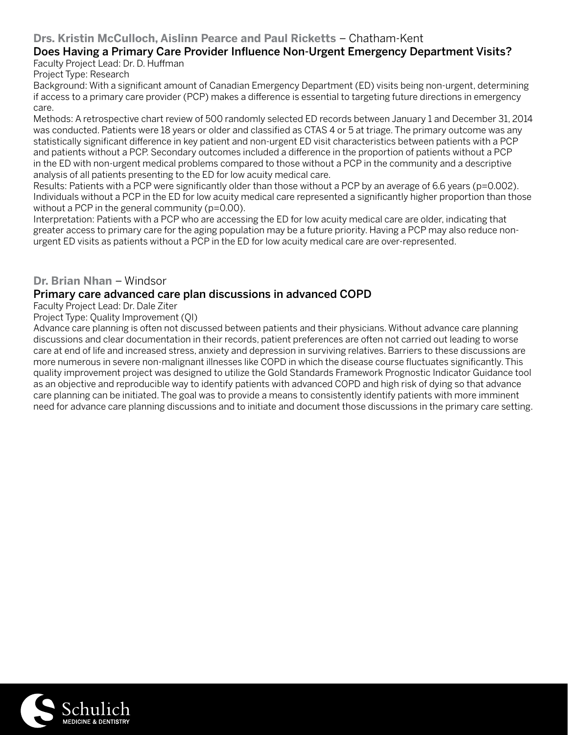**Drs. Kristin McCulloch, Aislinn Pearce and Paul Ricketts** – Chatham-Kent

### Does Having a Primary Care Provider Influence Non-Urgent Emergency Department Visits?

Faculty Project Lead: Dr. D. Huffman

Project Type: Research

Background: With a significant amount of Canadian Emergency Department (ED) visits being non-urgent, determining if access to a primary care provider (PCP) makes a difference is essential to targeting future directions in emergency care.

Methods: A retrospective chart review of 500 randomly selected ED records between January 1 and December 31, 2014 was conducted. Patients were 18 years or older and classified as CTAS 4 or 5 at triage. The primary outcome was any statistically significant difference in key patient and non-urgent ED visit characteristics between patients with a PCP and patients without a PCP. Secondary outcomes included a difference in the proportion of patients without a PCP in the ED with non-urgent medical problems compared to those without a PCP in the community and a descriptive analysis of all patients presenting to the ED for low acuity medical care.

Results: Patients with a PCP were significantly older than those without a PCP by an average of 6.6 years ($p=0.002$). Individuals without a PCP in the ED for low acuity medical care represented a significantly higher proportion than those without a PCP in the general community ($p=0.00$).

Interpretation: Patients with a PCP who are accessing the ED for low acuity medical care are older, indicating that greater access to primary care for the aging population may be a future priority. Having a PCP may also reduce non-urgent ED visits as patients without a PCP in the ED for low acuity medical care are over-represented.

**Dr. Brian Nhan** – Windsor

### Primary care advanced care plan discussions in advanced COPD

Faculty Project Lead: Dr. Dale Ziter

Project Type: Quality Improvement (QI)

Advance care planning is often not discussed between patients and their physicians. Without advance care planning discussions and clear documentation in their records, patient preferences are often not carried out leading to worse care at end of life and increased stress, anxiety and depression in surviving relatives. Barriers to these discussions are more numerous in severe non-malignant illnesses like COPD in which the disease course fluctuates significantly. This quality improvement project was designed to utilize the Gold Standards Framework Prognostic Indicator Guidance tool as an objective and reproducible way to identify patients with advanced COPD and high risk of dying so that advance care planning can be initiated. The goal was to provide a means to consistently identify patients with more imminent need for advance care planning discussions and to initiate and document those discussions in the primary care setting.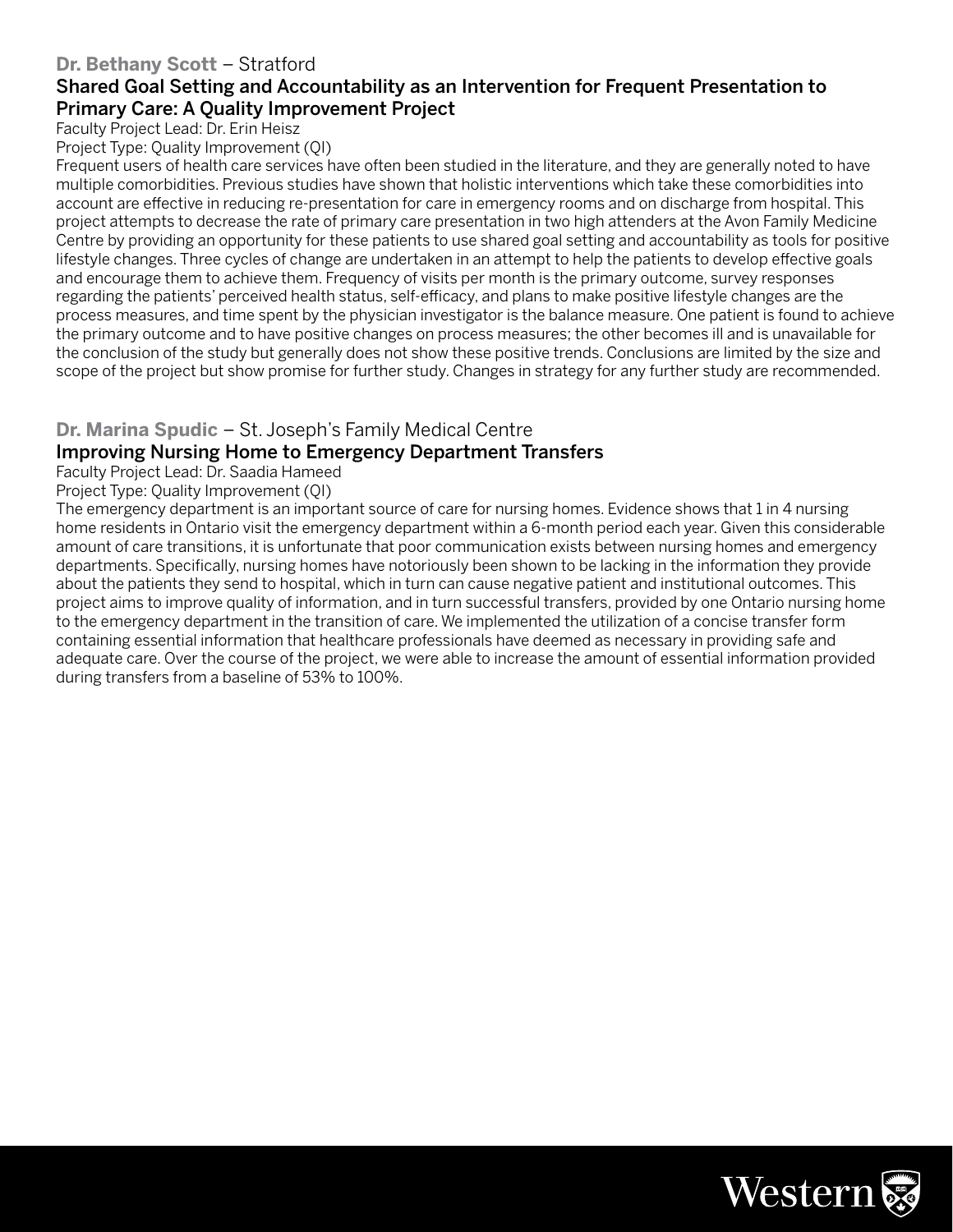**Dr. Bethany Scott** – Stratford

### Shared Goal Setting and Accountability as an Intervention for Frequent Presentation to Primary Care: A Quality Improvement Project

Faculty Project Lead: Dr. Erin Heisz

Project Type: Quality Improvement (QI)

Frequent users of health care services have often been studied in the literature, and they are generally noted to have multiple comorbidities. Previous studies have shown that holistic interventions which take these comorbidities into account are effective in reducing re-presentation for care in emergency rooms and on discharge from hospital. This project attempts to decrease the rate of primary care presentation in two high attenders at the Avon Family Medicine Centre by providing an opportunity for these patients to use shared goal setting and accountability as tools for positive lifestyle changes. Three cycles of change are undertaken in an attempt to help the patients to develop effective goals and encourage them to achieve them. Frequency of visits per month is the primary outcome, survey responses regarding the patients' perceived health status, self-efficacy, and plans to make positive lifestyle changes are the process measures, and time spent by the physician investigator is the balance measure. One patient is found to achieve the primary outcome and to have positive changes on process measures; the other becomes ill and is unavailable for the conclusion of the study but generally does not show these positive trends. Conclusions are limited by the size and scope of the project but show promise for further study. Changes in strategy for any further study are recommended.

**Dr. Marina Spudic** – St. Joseph's Family Medical Centre

### Improving Nursing Home to Emergency Department Transfers

Faculty Project Lead: Dr. Saadia Hameed

Project Type: Quality Improvement (QI)

The emergency department is an important source of care for nursing homes. Evidence shows that 1 in 4 nursing home residents in Ontario visit the emergency department within a 6-month period each year. Given this considerable amount of care transitions, it is unfortunate that poor communication exists between nursing homes and emergency departments. Specifically, nursing homes have notoriously been shown to be lacking in the information they provide about the patients they send to hospital, which in turn can cause negative patient and institutional outcomes. This project aims to improve quality of information, and in turn successful transfers, provided by one Ontario nursing home to the emergency department in the transition of care. We implemented the utilization of a concise transfer form containing essential information that healthcare professionals have deemed as necessary in providing safe and adequate care. Over the course of the project, we were able to increase the amount of essential information provided during transfers from a baseline of 53% to 100%.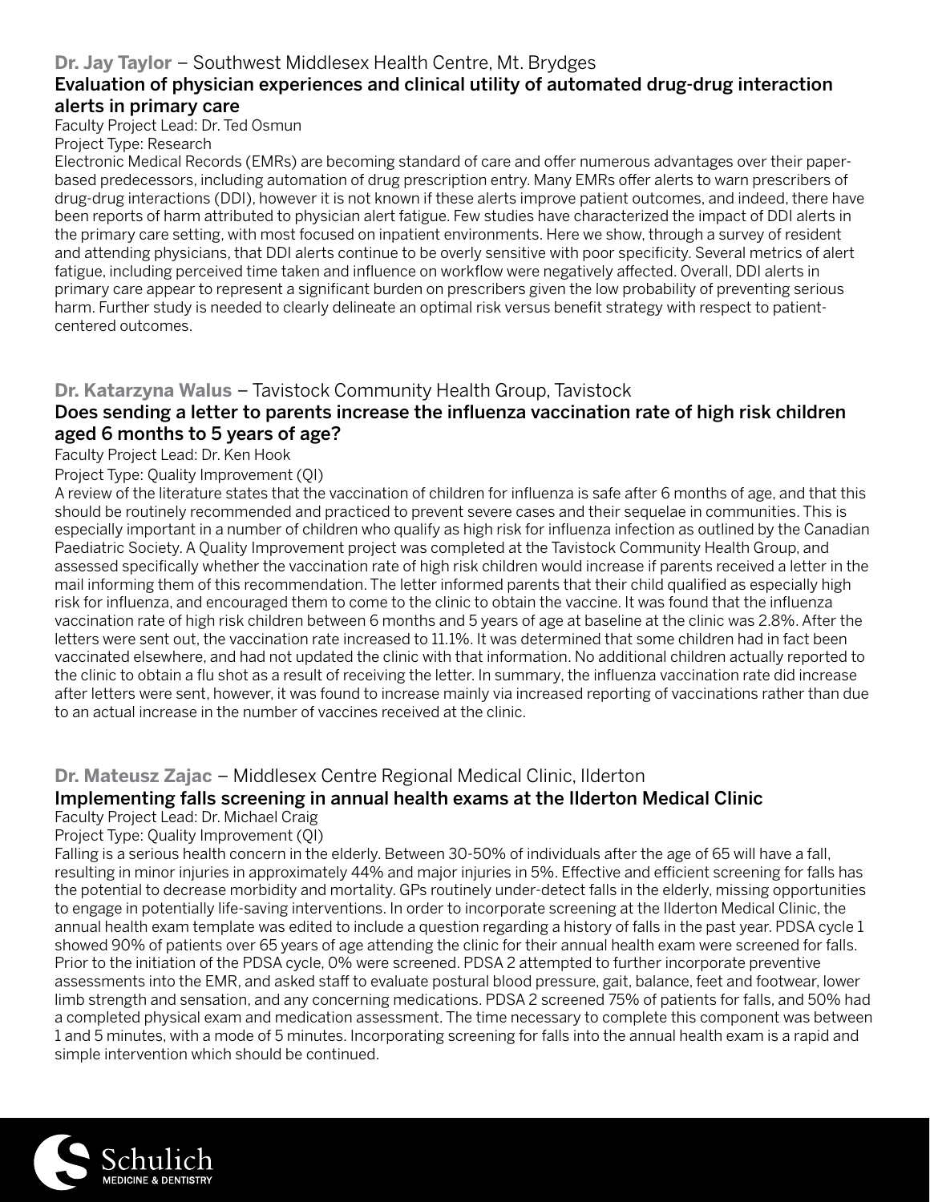**Dr. Jay Taylor** – Southwest Middlesex Health Centre, Mt. Brydges

### Evaluation of physician experiences and clinical utility of automated drug-drug interaction alerts in primary care

Faculty Project Lead: Dr. Ted Osmun

Project Type: Research

Electronic Medical Records (EMRs) are becoming standard of care and offer numerous advantages over their paper-based predecessors, including automation of drug prescription entry. Many EMRs offer alerts to warn prescribers of drug-drug interactions (DDI), however it is not known if these alerts improve patient outcomes, and indeed, there have been reports of harm attributed to physician alert fatigue. Few studies have characterized the impact of DDI alerts in the primary care setting, with most focused on inpatient environments. Here we show, through a survey of resident and attending physicians, that DDI alerts continue to be overly sensitive with poor specificity. Several metrics of alert fatigue, including perceived time taken and influence on workflow were negatively affected. Overall, DDI alerts in primary care appear to represent a significant burden on prescribers given the low probability of preventing serious harm. Further study is needed to clearly delineate an optimal risk versus benefit strategy with respect to patient-centered outcomes.

**Dr. Katarzyna Walus** – Tavistock Community Health Group, Tavistock

### Does sending a letter to parents increase the influenza vaccination rate of high risk children aged 6 months to 5 years of age?

Faculty Project Lead: Dr. Ken Hook

Project Type: Quality Improvement (QI)

A review of the literature states that the vaccination of children for influenza is safe after 6 months of age, and that this should be routinely recommended and practiced to prevent severe cases and their sequelae in communities. This is especially important in a number of children who qualify as high risk for influenza infection as outlined by the Canadian Paediatric Society. A Quality Improvement project was completed at the Tavistock Community Health Group, and assessed specifically whether the vaccination rate of high risk children would increase if parents received a letter in the mail informing them of this recommendation. The letter informed parents that their child qualified as especially high risk for influenza, and encouraged them to come to the clinic to obtain the vaccine. It was found that the influenza vaccination rate of high risk children between 6 months and 5 years of age at baseline at the clinic was 2.8%. After the letters were sent out, the vaccination rate increased to 11.1%. It was determined that some children had in fact been vaccinated elsewhere, and had not updated the clinic with that information. No additional children actually reported to the clinic to obtain a flu shot as a result of receiving the letter. In summary, the influenza vaccination rate did increase after letters were sent, however, it was found to increase mainly via increased reporting of vaccinations rather than due to an actual increase in the number of vaccines received at the clinic.

**Dr. Mateusz Zajac** – Middlesex Centre Regional Medical Clinic, Ilderton

### Implementing falls screening in annual health exams at the Ilderton Medical Clinic

Faculty Project Lead: Dr. Michael Craig

Project Type: Quality Improvement (QI)

Falling is a serious health concern in the elderly. Between 30-50% of individuals after the age of 65 will have a fall, resulting in minor injuries in approximately 44% and major injuries in 5%. Effective and efficient screening for falls has the potential to decrease morbidity and mortality. GPs routinely under-detect falls in the elderly, missing opportunities to engage in potentially life-saving interventions. In order to incorporate screening at the Ilderton Medical Clinic, the annual health exam template was edited to include a question regarding a history of falls in the past year. PDSA cycle 1 showed 90% of patients over 65 years of age attending the clinic for their annual health exam were screened for falls. Prior to the initiation of the PDSA cycle, 0% were screened. PDSA 2 attempted to further incorporate preventive assessments into the EMR, and asked staff to evaluate postural blood pressure, gait, balance, feet and footwear, lower limb strength and sensation, and any concerning medications. PDSA 2 screened 75% of patients for falls, and 50% had a completed physical exam and medication assessment. The time necessary to complete this component was between 1 and 5 minutes, with a mode of 5 minutes. Incorporating screening for falls into the annual health exam is a rapid and simple intervention which should be continued.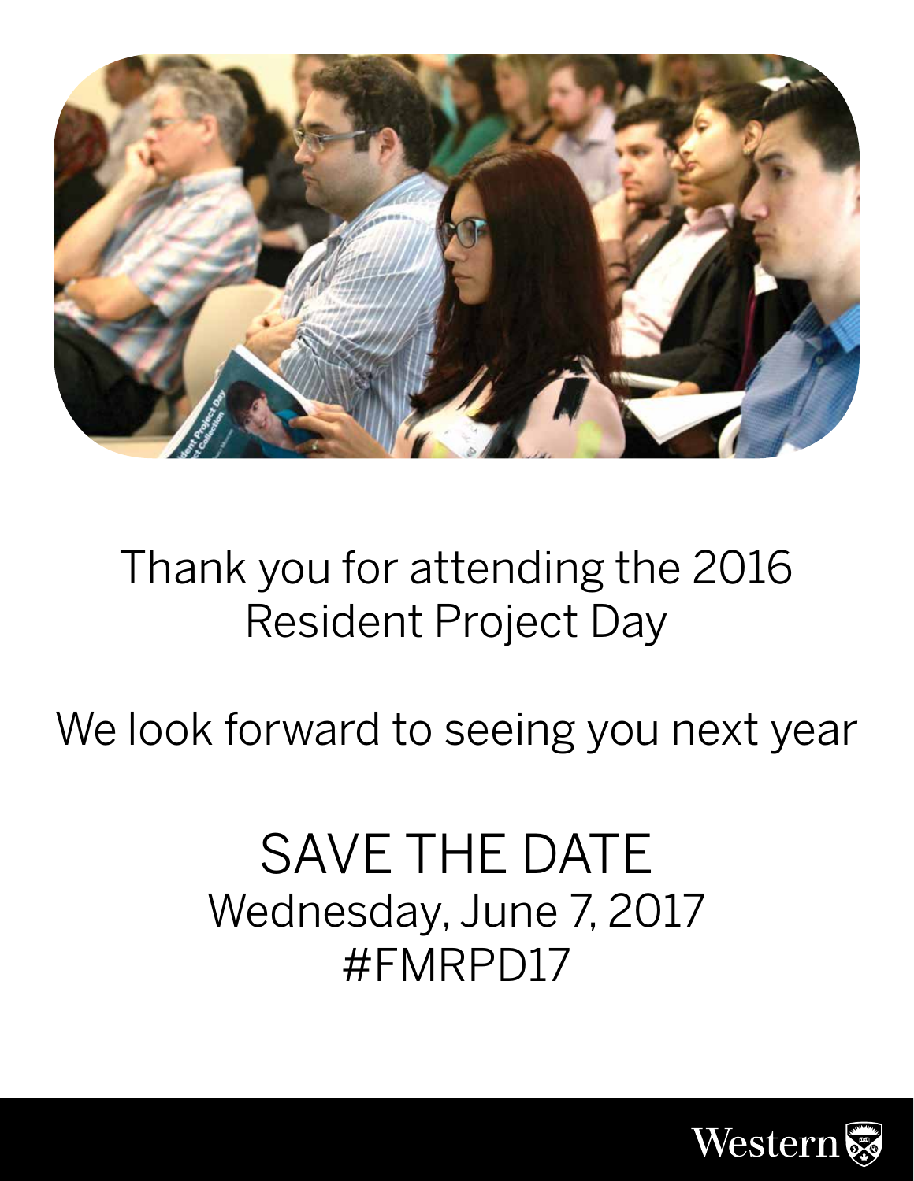Thank you for attending the 2016 Resident Project Day

We look forward to seeing you next year

# SAVE THE DATE

Wednesday, June 7, 2017

#FMRPD17

Western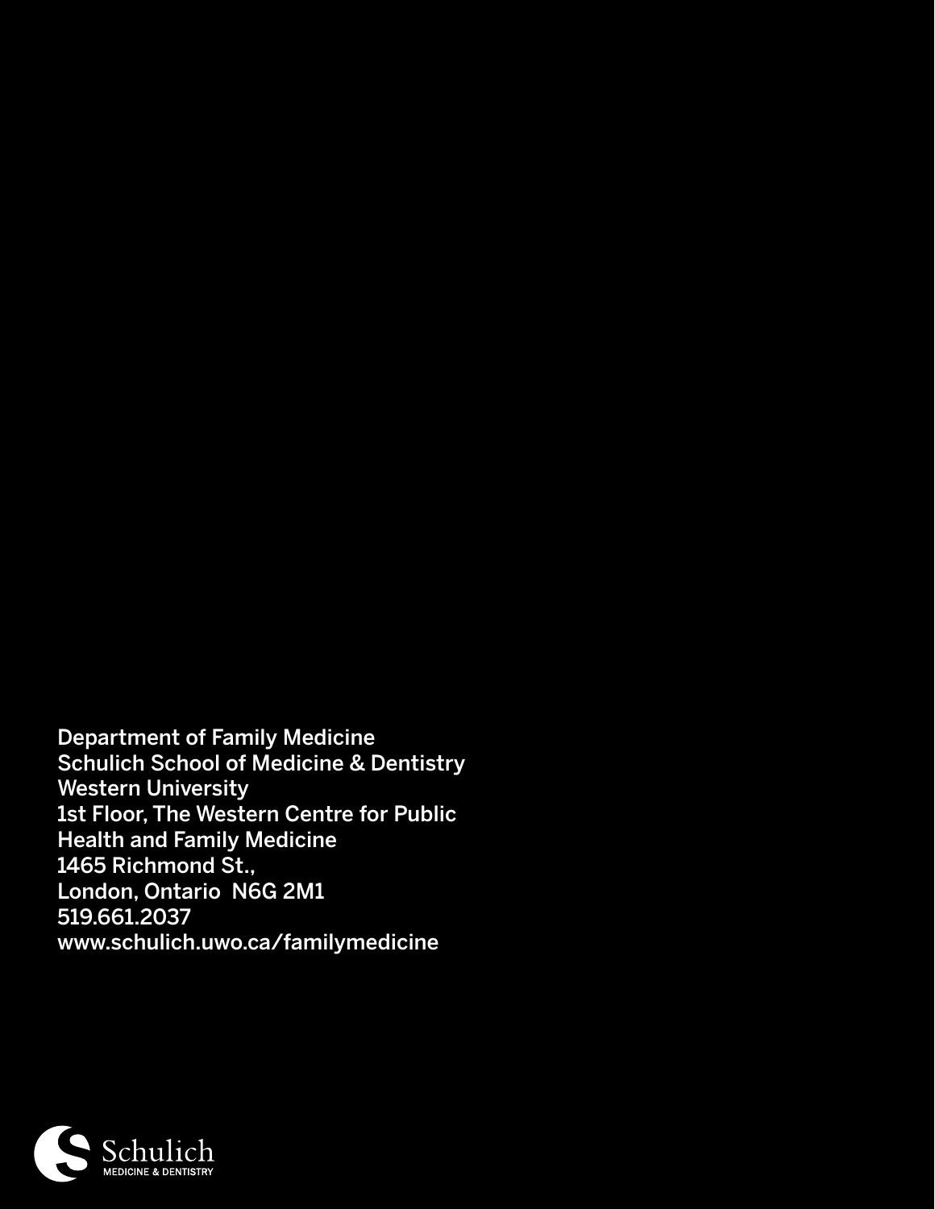Department of Family Medicine
Schulich School of Medicine & Dentistry
Western University
1st Floor, The Western Centre for Public
Health and Family Medicine
1465 Richmond St.,
London, Ontario  N6G 2M1
519.661.2037
www.schulich.uwo.ca/familymedicine

Schulich
MEDICINE & DENTISTRY